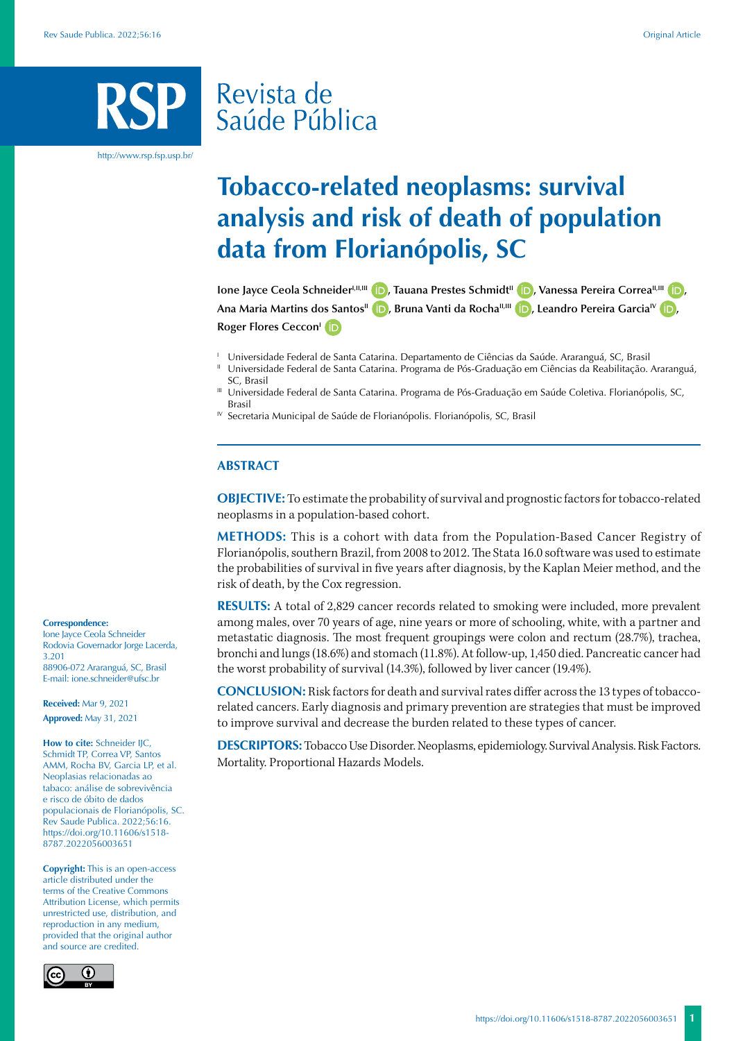# Tobacco-related neoplasms: survival analysis and risk of death of population data from Florianópolis, SC

**Ione Jayce Ceola Schneider[I,II,III], Tauana Prestes Schmidt[II], Vanessa Pereira Correa[II,III], Ana Maria Martins dos Santos[II], Bruna Vanti da Rocha[II,III], Leandro Pereira Garcia[IV], Roger Flores Ceccon[I]**

[I] Universidade Federal de Santa Catarina. Departamento de Ciências da Saúde. Araranguá, SC, Brasil

[II] Universidade Federal de Santa Catarina. Programa de Pós-Graduação em Ciências da Reabilitação. Araranguá, SC, Brasil

[III] Universidade Federal de Santa Catarina. Programa de Pós-Graduação em Saúde Coletiva. Florianópolis, SC, Brasil

[IV] Secretaria Municipal de Saúde de Florianópolis. Florianópolis, SC, Brasil

## ABSTRACT

**OBJECTIVE:** To estimate the probability of survival and prognostic factors for tobacco-related neoplasms in a population-based cohort.

**METHODS:** This is a cohort with data from the Population-Based Cancer Registry of Florianópolis, southern Brazil, from 2008 to 2012. The Stata 16.0 software was used to estimate the probabilities of survival in five years after diagnosis, by the Kaplan Meier method, and the risk of death, by the Cox regression.

**RESULTS:** A total of 2,829 cancer records related to smoking were included, more prevalent among males, over 70 years of age, nine years or more of schooling, white, with a partner and metastatic diagnosis. The most frequent groupings were colon and rectum (28.7%), trachea, bronchi and lungs (18.6%) and stomach (11.8%). At follow-up, 1,450 died. Pancreatic cancer had the worst probability of survival (14.3%), followed by liver cancer (19.4%).

**CONCLUSION:** Risk factors for death and survival rates differ across the 13 types of tobacco-related cancers. Early diagnosis and primary prevention are strategies that must be improved to improve survival and decrease the burden related to these types of cancer.

**DESCRIPTORS:** Tobacco Use Disorder. Neoplasms, epidemiology. Survival Analysis. Risk Factors. Mortality. Proportional Hazards Models.

**Correspondence:**
Ione Jayce Ceola Schneider
Rodovia Governador Jorge Lacerda, 3.201
88906-072 Araranguá, SC, Brasil
E-mail: ione.schneider@ufsc.br

**Received:** Mar 9, 2021
**Approved:** May 31, 2021

**How to cite:** Schneider IJC, Schmidt TP, Correa VP, Santos AMM, Rocha BV, Garcia LP, et al. Neoplasias relacionadas ao tabaco: análise de sobrevivência e risco de óbito de dados populacionais de Florianópolis, SC. Rev Saude Publica. 2022;56:16. https://doi.org/10.11606/s1518-8787.2022056003651

**Copyright:** This is an open-access article distributed under the terms of the Creative Commons Attribution License, which permits unrestricted use, distribution, and reproduction in any medium, provided that the original author and source are credited.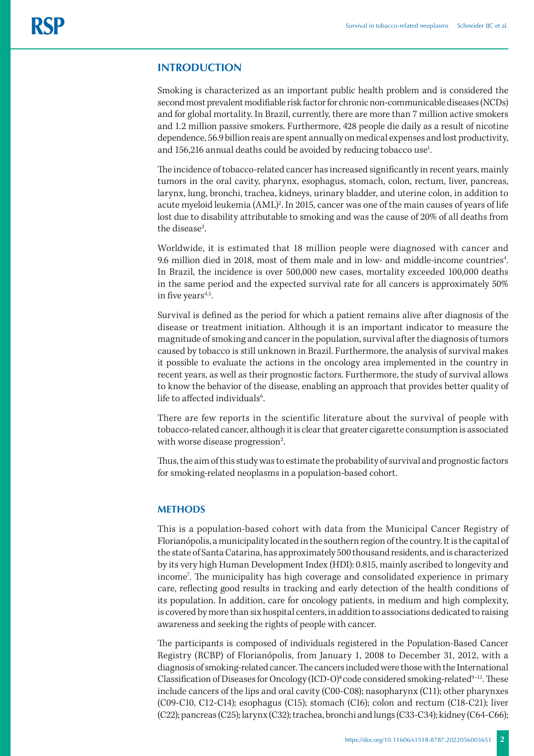## INTRODUCTION

Smoking is characterized as an important public health problem and is considered the second most prevalent modifiable risk factor for chronic non-communicable diseases (NCDs) and for global mortality. In Brazil, currently, there are more than 7 million active smokers and 1.2 million passive smokers. Furthermore, 428 people die daily as a result of nicotine dependence, 56.9 billion reais are spent annually on medical expenses and lost productivity, and 156,216 annual deaths could be avoided by reducing tobacco use[1].

The incidence of tobacco-related cancer has increased significantly in recent years, mainly tumors in the oral cavity, pharynx, esophagus, stomach, colon, rectum, liver, pancreas, larynx, lung, bronchi, trachea, kidneys, urinary bladder, and uterine colon, in addition to acute myeloid leukemia (AML)[2]. In 2015, cancer was one of the main causes of years of life lost due to disability attributable to smoking and was the cause of 20% of all deaths from the disease[3].

Worldwide, it is estimated that 18 million people were diagnosed with cancer and 9.6 million died in 2018, most of them male and in low- and middle-income countries[4]. In Brazil, the incidence is over 500,000 new cases, mortality exceeded 100,000 deaths in the same period and the expected survival rate for all cancers is approximately 50% in five years[4,5].

Survival is defined as the period for which a patient remains alive after diagnosis of the disease or treatment initiation. Although it is an important indicator to measure the magnitude of smoking and cancer in the population, survival after the diagnosis of tumors caused by tobacco is still unknown in Brazil. Furthermore, the analysis of survival makes it possible to evaluate the actions in the oncology area implemented in the country in recent years, as well as their prognostic factors. Furthermore, the study of survival allows to know the behavior of the disease, enabling an approach that provides better quality of life to affected individuals[6].

There are few reports in the scientific literature about the survival of people with tobacco-related cancer, although it is clear that greater cigarette consumption is associated with worse disease progression[2].

Thus, the aim of this study was to estimate the probability of survival and prognostic factors for smoking-related neoplasms in a population-based cohort.

## METHODS

This is a population-based cohort with data from the Municipal Cancer Registry of Florianópolis, a municipality located in the southern region of the country. It is the capital of the state of Santa Catarina, has approximately 500 thousand residents, and is characterized by its very high Human Development Index (HDI): 0.815, mainly ascribed to longevity and income[7]. The municipality has high coverage and consolidated experience in primary care, reflecting good results in tracking and early detection of the health conditions of its population. In addition, care for oncology patients, in medium and high complexity, is covered by more than six hospital centers, in addition to associations dedicated to raising awareness and seeking the rights of people with cancer.

The participants is composed of individuals registered in the Population-Based Cancer Registry (RCBP) of Florianópolis, from January 1, 2008 to December 31, 2012, with a diagnosis of smoking-related cancer. The cancers included were those with the International Classification of Diseases for Oncology (ICD-O)[8] code considered smoking-related[9–11]. These include cancers of the lips and oral cavity (C00-C08); nasopharynx (C11); other pharynxes (C09-C10, C12-C14); esophagus (C15); stomach (C16); colon and rectum (C18-C21); liver (C22); pancreas (C25); larynx (C32); trachea, bronchi and lungs (C33-C34); kidney (C64-C66);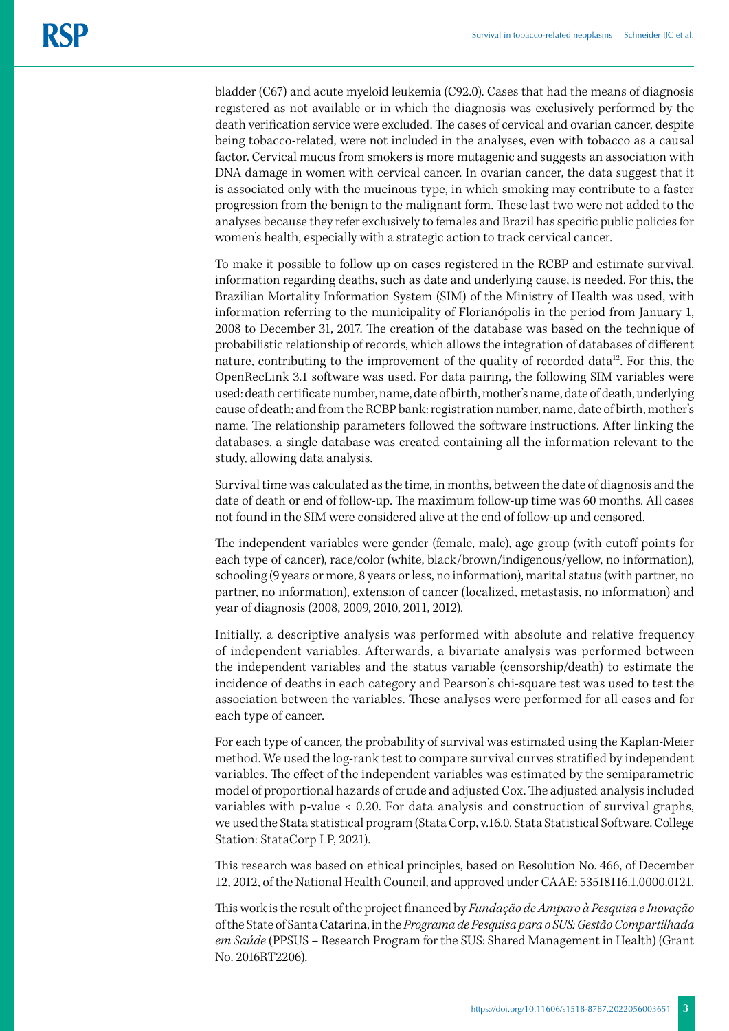bladder (C67) and acute myeloid leukemia (C92.0). Cases that had the means of diagnosis registered as not available or in which the diagnosis was exclusively performed by the death verification service were excluded. The cases of cervical and ovarian cancer, despite being tobacco-related, were not included in the analyses, even with tobacco as a causal factor. Cervical mucus from smokers is more mutagenic and suggests an association with DNA damage in women with cervical cancer. In ovarian cancer, the data suggest that it is associated only with the mucinous type, in which smoking may contribute to a faster progression from the benign to the malignant form. These last two were not added to the analyses because they refer exclusively to females and Brazil has specific public policies for women's health, especially with a strategic action to track cervical cancer.

To make it possible to follow up on cases registered in the RCBP and estimate survival, information regarding deaths, such as date and underlying cause, is needed. For this, the Brazilian Mortality Information System (SIM) of the Ministry of Health was used, with information referring to the municipality of Florianópolis in the period from January 1, 2008 to December 31, 2017. The creation of the database was based on the technique of probabilistic relationship of records, which allows the integration of databases of different nature, contributing to the improvement of the quality of recorded data[12]. For this, the OpenRecLink 3.1 software was used. For data pairing, the following SIM variables were used: death certificate number, name, date of birth, mother's name, date of death, underlying cause of death; and from the RCBP bank: registration number, name, date of birth, mother's name. The relationship parameters followed the software instructions. After linking the databases, a single database was created containing all the information relevant to the study, allowing data analysis.

Survival time was calculated as the time, in months, between the date of diagnosis and the date of death or end of follow-up. The maximum follow-up time was 60 months. All cases not found in the SIM were considered alive at the end of follow-up and censored.

The independent variables were gender (female, male), age group (with cutoff points for each type of cancer), race/color (white, black/brown/indigenous/yellow, no information), schooling (9 years or more, 8 years or less, no information), marital status (with partner, no partner, no information), extension of cancer (localized, metastasis, no information) and year of diagnosis (2008, 2009, 2010, 2011, 2012).

Initially, a descriptive analysis was performed with absolute and relative frequency of independent variables. Afterwards, a bivariate analysis was performed between the independent variables and the status variable (censorship/death) to estimate the incidence of deaths in each category and Pearson's chi-square test was used to test the association between the variables. These analyses were performed for all cases and for each type of cancer.

For each type of cancer, the probability of survival was estimated using the Kaplan-Meier method. We used the log-rank test to compare survival curves stratified by independent variables. The effect of the independent variables was estimated by the semiparametric model of proportional hazards of crude and adjusted Cox. The adjusted analysis included variables with p-value < 0.20. For data analysis and construction of survival graphs, we used the Stata statistical program (Stata Corp, v.16.0. Stata Statistical Software. College Station: StataCorp LP, 2021).

This research was based on ethical principles, based on Resolution No. 466, of December 12, 2012, of the National Health Council, and approved under CAAE: 53518116.1.0000.0121.

This work is the result of the project financed by *Fundação de Amparo à Pesquisa e Inovação* of the State of Santa Catarina, in the *Programa de Pesquisa para o SUS: Gestão Compartilhada em Saúde* (PPSUS – Research Program for the SUS: Shared Management in Health) (Grant No. 2016RT2206).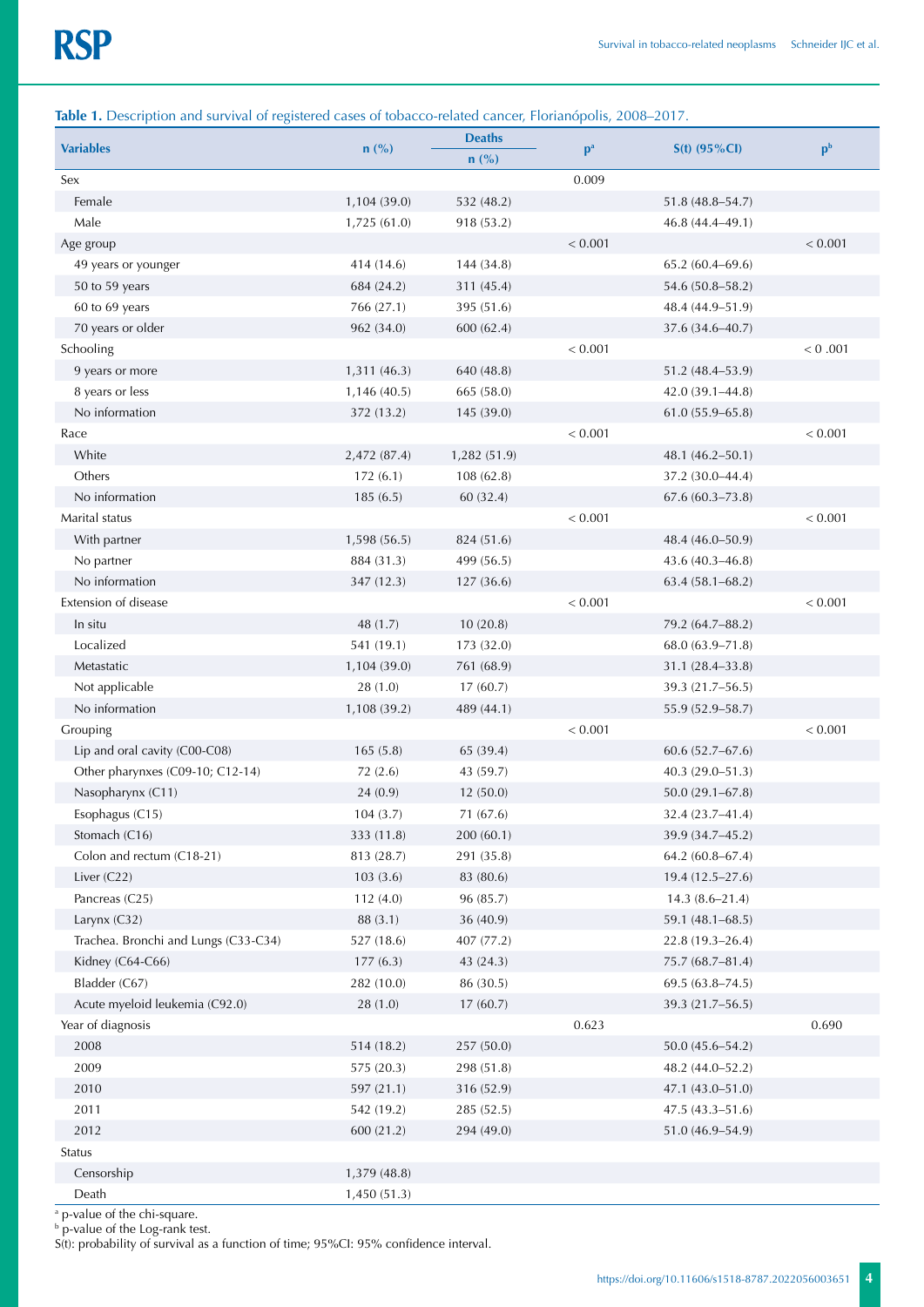**Table 1.** Description and survival of registered cases of tobacco-related cancer, Florianópolis, 2008–2017.

| Variables | n (%) | Deaths n (%) | p[a] | S(t) (95%CI) | p[b] |
|---|---|---|---|---|---|
| Sex | | | 0.009 | | |
| Female | 1,104 (39.0) | 532 (48.2) | | 51.8 (48.8–54.7) | |
| Male | 1,725 (61.0) | 918 (53.2) | | 46.8 (44.4–49.1) | |
| Age group | | | < 0.001 | | < 0.001 |
| 49 years or younger | 414 (14.6) | 144 (34.8) | | 65.2 (60.4–69.6) | |
| 50 to 59 years | 684 (24.2) | 311 (45.4) | | 54.6 (50.8–58.2) | |
| 60 to 69 years | 766 (27.1) | 395 (51.6) | | 48.4 (44.9–51.9) | |
| 70 years or older | 962 (34.0) | 600 (62.4) | | 37.6 (34.6–40.7) | |
| Schooling | | | < 0.001 | | < 0 .001 |
| 9 years or more | 1,311 (46.3) | 640 (48.8) | | 51.2 (48.4–53.9) | |
| 8 years or less | 1,146 (40.5) | 665 (58.0) | | 42.0 (39.1–44.8) | |
| No information | 372 (13.2) | 145 (39.0) | | 61.0 (55.9–65.8) | |
| Race | | | < 0.001 | | < 0.001 |
| White | 2,472 (87.4) | 1,282 (51.9) | | 48.1 (46.2–50.1) | |
| Others | 172 (6.1) | 108 (62.8) | | 37.2 (30.0–44.4) | |
| No information | 185 (6.5) | 60 (32.4) | | 67.6 (60.3–73.8) | |
| Marital status | | | < 0.001 | | < 0.001 |
| With partner | 1,598 (56.5) | 824 (51.6) | | 48.4 (46.0–50.9) | |
| No partner | 884 (31.3) | 499 (56.5) | | 43.6 (40.3–46.8) | |
| No information | 347 (12.3) | 127 (36.6) | | 63.4 (58.1–68.2) | |
| Extension of disease | | | < 0.001 | | < 0.001 |
| In situ | 48 (1.7) | 10 (20.8) | | 79.2 (64.7–88.2) | |
| Localized | 541 (19.1) | 173 (32.0) | | 68.0 (63.9–71.8) | |
| Metastatic | 1,104 (39.0) | 761 (68.9) | | 31.1 (28.4–33.8) | |
| Not applicable | 28 (1.0) | 17 (60.7) | | 39.3 (21.7–56.5) | |
| No information | 1,108 (39.2) | 489 (44.1) | | 55.9 (52.9–58.7) | |
| Grouping | | | < 0.001 | | < 0.001 |
| Lip and oral cavity (C00-C08) | 165 (5.8) | 65 (39.4) | | 60.6 (52.7–67.6) | |
| Other pharynxes (C09-10; C12-14) | 72 (2.6) | 43 (59.7) | | 40.3 (29.0–51.3) | |
| Nasopharynx (C11) | 24 (0.9) | 12 (50.0) | | 50.0 (29.1–67.8) | |
| Esophagus (C15) | 104 (3.7) | 71 (67.6) | | 32.4 (23.7–41.4) | |
| Stomach (C16) | 333 (11.8) | 200 (60.1) | | 39.9 (34.7–45.2) | |
| Colon and rectum (C18-21) | 813 (28.7) | 291 (35.8) | | 64.2 (60.8–67.4) | |
| Liver (C22) | 103 (3.6) | 83 (80.6) | | 19.4 (12.5–27.6) | |
| Pancreas (C25) | 112 (4.0) | 96 (85.7) | | 14.3 (8.6–21.4) | |
| Larynx (C32) | 88 (3.1) | 36 (40.9) | | 59.1 (48.1–68.5) | |
| Trachea. Bronchi and Lungs (C33-C34) | 527 (18.6) | 407 (77.2) | | 22.8 (19.3–26.4) | |
| Kidney (C64-C66) | 177 (6.3) | 43 (24.3) | | 75.7 (68.7–81.4) | |
| Bladder (C67) | 282 (10.0) | 86 (30.5) | | 69.5 (63.8–74.5) | |
| Acute myeloid leukemia (C92.0) | 28 (1.0) | 17 (60.7) | | 39.3 (21.7–56.5) | |
| Year of diagnosis | | | 0.623 | | 0.690 |
| 2008 | 514 (18.2) | 257 (50.0) | | 50.0 (45.6–54.2) | |
| 2009 | 575 (20.3) | 298 (51.8) | | 48.2 (44.0–52.2) | |
| 2010 | 597 (21.1) | 316 (52.9) | | 47.1 (43.0–51.0) | |
| 2011 | 542 (19.2) | 285 (52.5) | | 47.5 (43.3–51.6) | |
| 2012 | 600 (21.2) | 294 (49.0) | | 51.0 (46.9–54.9) | |
| Status | | | | | |
| Censorship | 1,379 (48.8) | | | | |
| Death | 1,450 (51.3) | | | | |

[a] p-value of the chi-square.
[b] p-value of the Log-rank test.
S(t): probability of survival as a function of time; 95%CI: 95% confidence interval.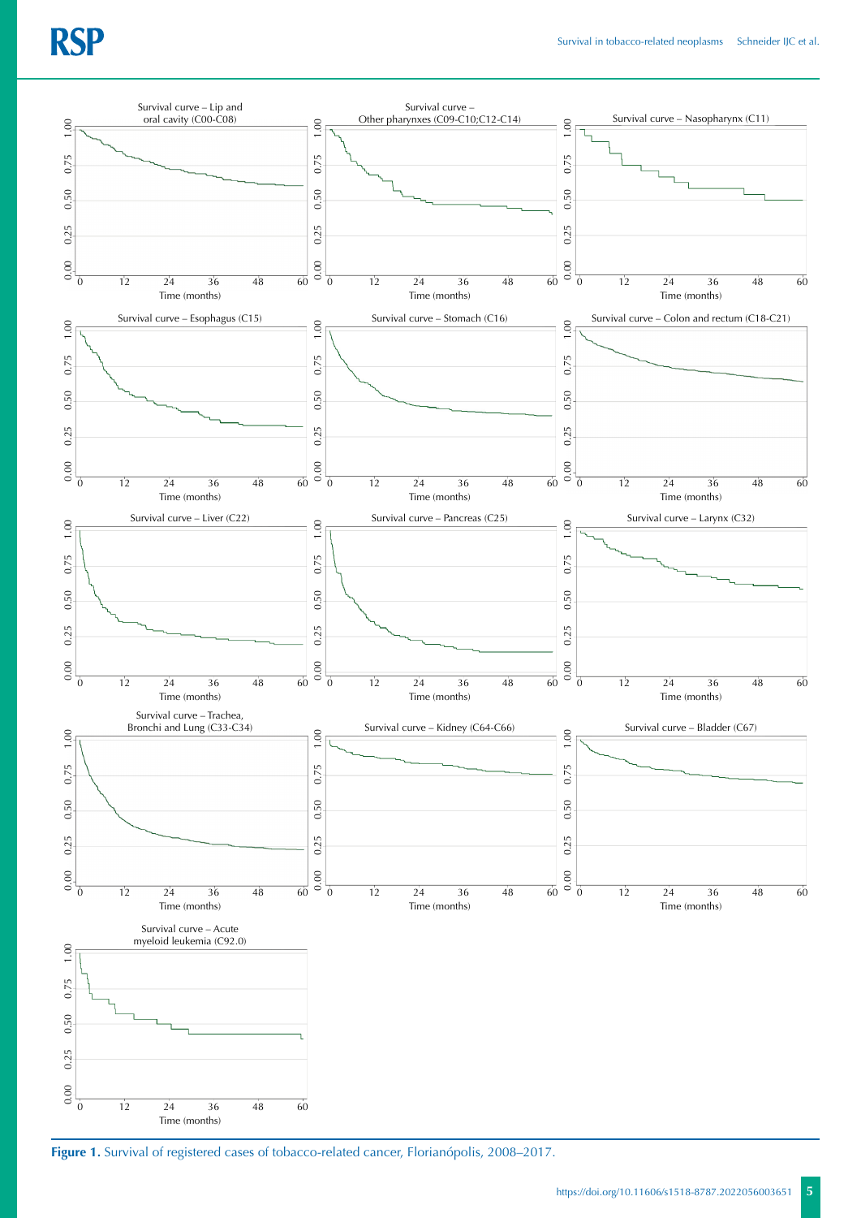Survival curve – Lip and oral cavity (C00-C08)

Survival curve – Other pharynxes (C09-C10;C12-C14)

Survival curve – Nasopharynx (C11)

Survival curve – Esophagus (C15)

Survival curve – Stomach (C16)

Survival curve – Colon and rectum (C18-C21)

Survival curve – Liver (C22)

Survival curve – Pancreas (C25)

Survival curve – Larynx (C32)

Survival curve – Trachea, Bronchi and Lung (C33-C34)

Survival curve – Kidney (C64-C66)

Survival curve – Bladder (C67)

Survival curve – Acute myeloid leukemia (C92.0)

**Figure 1.** Survival of registered cases of tobacco-related cancer, Florianópolis, 2008–2017.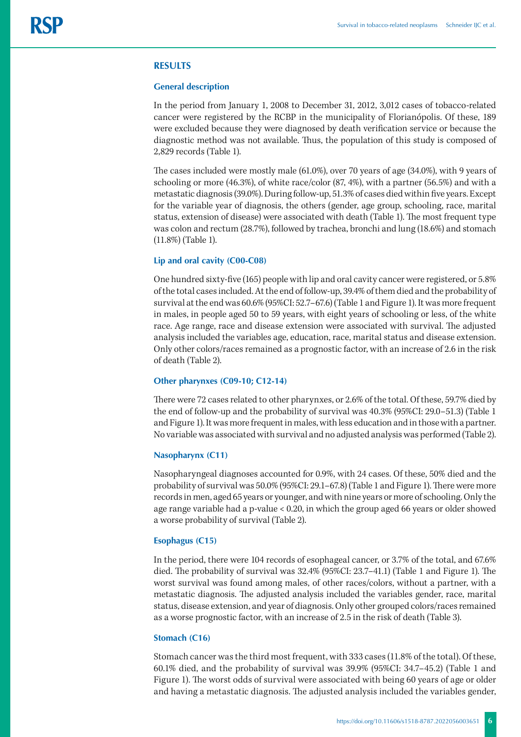## RESULTS

### General description

In the period from January 1, 2008 to December 31, 2012, 3,012 cases of tobacco-related cancer were registered by the RCBP in the municipality of Florianópolis. Of these, 189 were excluded because they were diagnosed by death verification service or because the diagnostic method was not available. Thus, the population of this study is composed of 2,829 records (Table 1).

The cases included were mostly male (61.0%), over 70 years of age (34.0%), with 9 years of schooling or more (46.3%), of white race/color (87, 4%), with a partner (56.5%) and with a metastatic diagnosis (39.0%). During follow-up, 51.3% of cases died within five years. Except for the variable year of diagnosis, the others (gender, age group, schooling, race, marital status, extension of disease) were associated with death (Table 1). The most frequent type was colon and rectum (28.7%), followed by trachea, bronchi and lung (18.6%) and stomach (11.8%) (Table 1).

### Lip and oral cavity (C00-C08)

One hundred sixty-five (165) people with lip and oral cavity cancer were registered, or 5.8% of the total cases included. At the end of follow-up, 39.4% of them died and the probability of survival at the end was 60.6% (95%CI: 52.7–67.6) (Table 1 and Figure 1). It was more frequent in males, in people aged 50 to 59 years, with eight years of schooling or less, of the white race. Age range, race and disease extension were associated with survival. The adjusted analysis included the variables age, education, race, marital status and disease extension. Only other colors/races remained as a prognostic factor, with an increase of 2.6 in the risk of death (Table 2).

### Other pharynxes (C09-10; C12-14)

There were 72 cases related to other pharynxes, or 2.6% of the total. Of these, 59.7% died by the end of follow-up and the probability of survival was 40.3% (95%CI: 29.0–51.3) (Table 1 and Figure 1). It was more frequent in males, with less education and in those with a partner. No variable was associated with survival and no adjusted analysis was performed (Table 2).

### Nasopharynx (C11)

Nasopharyngeal diagnoses accounted for 0.9%, with 24 cases. Of these, 50% died and the probability of survival was 50.0% (95%CI: 29.1–67.8) (Table 1 and Figure 1). There were more records in men, aged 65 years or younger, and with nine years or more of schooling. Only the age range variable had a p-value < 0.20, in which the group aged 66 years or older showed a worse probability of survival (Table 2).

### Esophagus (C15)

In the period, there were 104 records of esophageal cancer, or 3.7% of the total, and 67.6% died. The probability of survival was 32.4% (95%CI: 23.7–41.1) (Table 1 and Figure 1). The worst survival was found among males, of other races/colors, without a partner, with a metastatic diagnosis. The adjusted analysis included the variables gender, race, marital status, disease extension, and year of diagnosis. Only other grouped colors/races remained as a worse prognostic factor, with an increase of 2.5 in the risk of death (Table 3).

### Stomach (C16)

Stomach cancer was the third most frequent, with 333 cases (11.8% of the total). Of these, 60.1% died, and the probability of survival was 39.9% (95%CI: 34.7–45.2) (Table 1 and Figure 1). The worst odds of survival were associated with being 60 years of age or older and having a metastatic diagnosis. The adjusted analysis included the variables gender,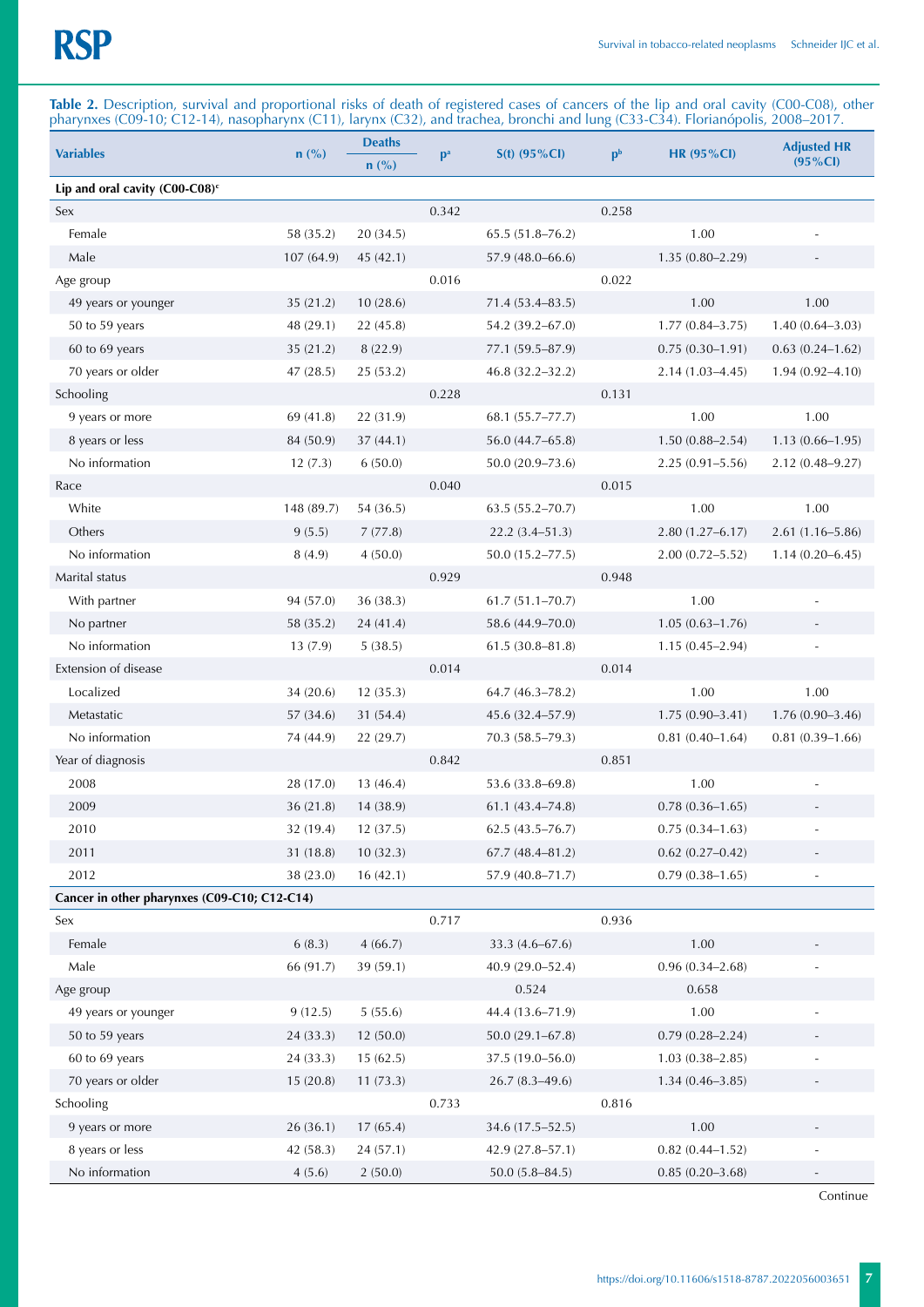**Table 2.** Description, survival and proportional risks of death of registered cases of cancers of the lip and oral cavity (C00-C08), other pharynxes (C09-10; C12-14), nasopharynx (C11), larynx (C32), and trachea, bronchi and lung (C33-C34). Florianópolis, 2008–2017.

| Variables | n (%) | Deaths n (%) | p[a] | S(t) (95%CI) | p[b] | HR (95%CI) | Adjusted HR (95%CI) |
|---|---|---|---|---|---|---|---|
| **Lip and oral cavity (C00-C08)[c]** | | | | | | | |
| Sex | | | 0.342 | | 0.258 | | |
| Female | 58 (35.2) | 20 (34.5) | | 65.5 (51.8–76.2) | | 1.00 | - |
| Male | 107 (64.9) | 45 (42.1) | | 57.9 (48.0–66.6) | | 1.35 (0.80–2.29) | - |
| Age group | | | 0.016 | | 0.022 | | |
| 49 years or younger | 35 (21.2) | 10 (28.6) | | 71.4 (53.4–83.5) | | 1.00 | 1.00 |
| 50 to 59 years | 48 (29.1) | 22 (45.8) | | 54.2 (39.2–67.0) | | 1.77 (0.84–3.75) | 1.40 (0.64–3.03) |
| 60 to 69 years | 35 (21.2) | 8 (22.9) | | 77.1 (59.5–87.9) | | 0.75 (0.30–1.91) | 0.63 (0.24–1.62) |
| 70 years or older | 47 (28.5) | 25 (53.2) | | 46.8 (32.2–32.2) | | 2.14 (1.03–4.45) | 1.94 (0.92–4.10) |
| Schooling | | | 0.228 | | 0.131 | | |
| 9 years or more | 69 (41.8) | 22 (31.9) | | 68.1 (55.7–77.7) | | 1.00 | 1.00 |
| 8 years or less | 84 (50.9) | 37 (44.1) | | 56.0 (44.7–65.8) | | 1.50 (0.88–2.54) | 1.13 (0.66–1.95) |
| No information | 12 (7.3) | 6 (50.0) | | 50.0 (20.9–73.6) | | 2.25 (0.91–5.56) | 2.12 (0.48–9.27) |
| Race | | | 0.040 | | 0.015 | | |
| White | 148 (89.7) | 54 (36.5) | | 63.5 (55.2–70.7) | | 1.00 | 1.00 |
| Others | 9 (5.5) | 7 (77.8) | | 22.2 (3.4–51.3) | | 2.80 (1.27–6.17) | 2.61 (1.16–5.86) |
| No information | 8 (4.9) | 4 (50.0) | | 50.0 (15.2–77.5) | | 2.00 (0.72–5.52) | 1.14 (0.20–6.45) |
| Marital status | | | 0.929 | | 0.948 | | |
| With partner | 94 (57.0) | 36 (38.3) | | 61.7 (51.1–70.7) | | 1.00 | - |
| No partner | 58 (35.2) | 24 (41.4) | | 58.6 (44.9–70.0) | | 1.05 (0.63–1.76) | - |
| No information | 13 (7.9) | 5 (38.5) | | 61.5 (30.8–81.8) | | 1.15 (0.45–2.94) | - |
| Extension of disease | | | 0.014 | | 0.014 | | |
| Localized | 34 (20.6) | 12 (35.3) | | 64.7 (46.3–78.2) | | 1.00 | 1.00 |
| Metastatic | 57 (34.6) | 31 (54.4) | | 45.6 (32.4–57.9) | | 1.75 (0.90–3.41) | 1.76 (0.90–3.46) |
| No information | 74 (44.9) | 22 (29.7) | | 70.3 (58.5–79.3) | | 0.81 (0.40–1.64) | 0.81 (0.39–1.66) |
| Year of diagnosis | | | 0.842 | | 0.851 | | |
| 2008 | 28 (17.0) | 13 (46.4) | | 53.6 (33.8–69.8) | | 1.00 | - |
| 2009 | 36 (21.8) | 14 (38.9) | | 61.1 (43.4–74.8) | | 0.78 (0.36–1.65) | - |
| 2010 | 32 (19.4) | 12 (37.5) | | 62.5 (43.5–76.7) | | 0.75 (0.34–1.63) | - |
| 2011 | 31 (18.8) | 10 (32.3) | | 67.7 (48.4–81.2) | | 0.62 (0.27–0.42) | - |
| 2012 | 38 (23.0) | 16 (42.1) | | 57.9 (40.8–71.7) | | 0.79 (0.38–1.65) | - |
| **Cancer in other pharynxes (C09-C10; C12-C14)** | | | | | | | |
| Sex | | | 0.717 | | 0.936 | | |
| Female | 6 (8.3) | 4 (66.7) | | 33.3 (4.6–67.6) | | 1.00 | - |
| Male | 66 (91.7) | 39 (59.1) | | 40.9 (29.0–52.4) | | 0.96 (0.34–2.68) | - |
| Age group | | | | 0.524 | | 0.658 | |
| 49 years or younger | 9 (12.5) | 5 (55.6) | | 44.4 (13.6–71.9) | | 1.00 | - |
| 50 to 59 years | 24 (33.3) | 12 (50.0) | | 50.0 (29.1–67.8) | | 0.79 (0.28–2.24) | - |
| 60 to 69 years | 24 (33.3) | 15 (62.5) | | 37.5 (19.0–56.0) | | 1.03 (0.38–2.85) | - |
| 70 years or older | 15 (20.8) | 11 (73.3) | | 26.7 (8.3–49.6) | | 1.34 (0.46–3.85) | - |
| Schooling | | | 0.733 | | 0.816 | | |
| 9 years or more | 26 (36.1) | 17 (65.4) | | 34.6 (17.5–52.5) | | 1.00 | - |
| 8 years or less | 42 (58.3) | 24 (57.1) | | 42.9 (27.8–57.1) | | 0.82 (0.44–1.52) | - |
| No information | 4 (5.6) | 2 (50.0) | | 50.0 (5.8–84.5) | | 0.85 (0.20–3.68) | - |

Continue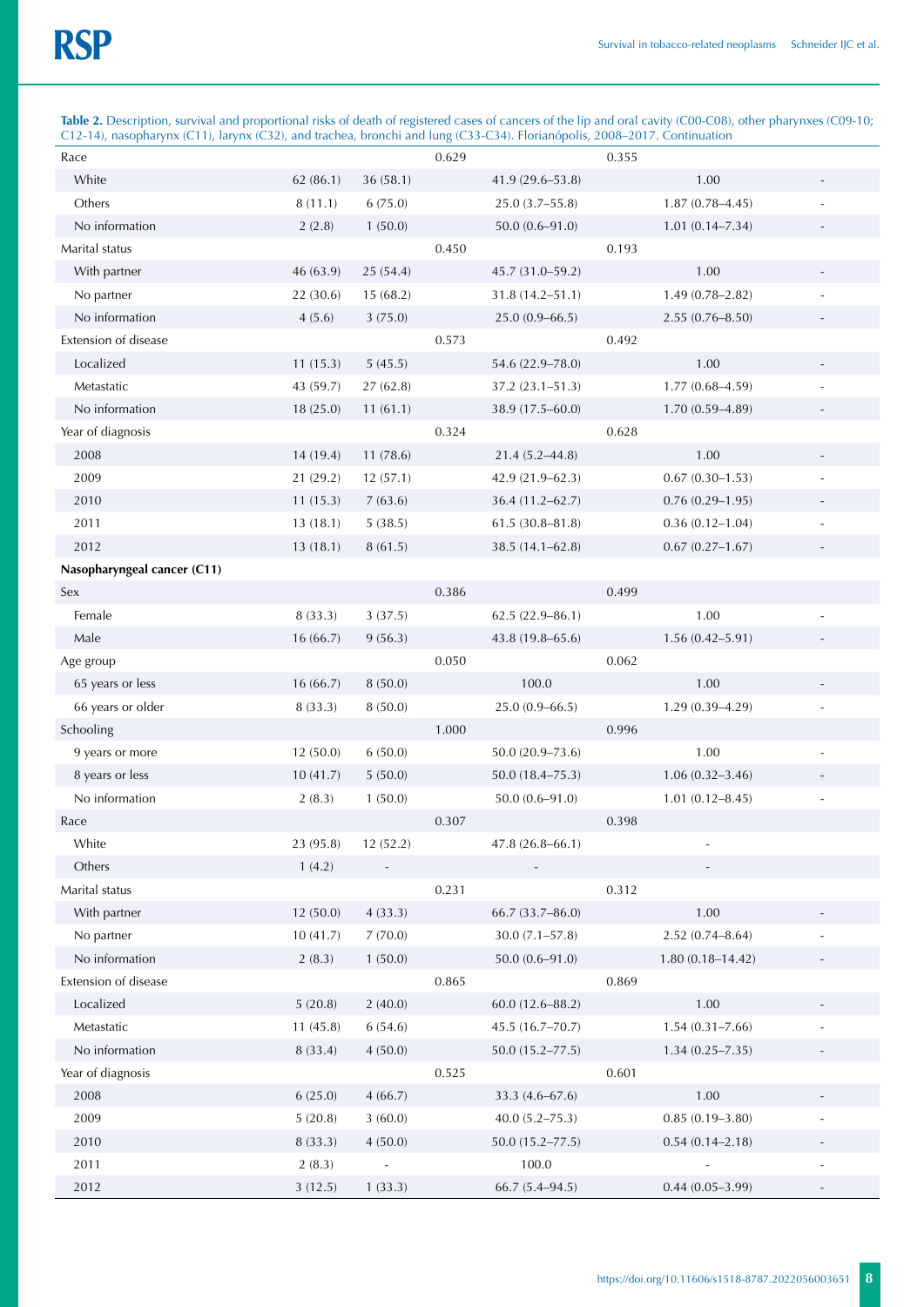**Table 2.** Description, survival and proportional risks of death of registered cases of cancers of the lip and oral cavity (C00-C08), other pharynxes (C09-10; C12-14), nasopharynx (C11), larynx (C32), and trachea, bronchi and lung (C33-C34). Florianópolis, 2008–2017. Continuation

| | | | | | | | |
|---|---|---|---|---|---|---|---|
| Race | | | 0.629 | | 0.355 | | |
| White | 62 (86.1) | 36 (58.1) | | 41.9 (29.6–53.8) | | 1.00 | - |
| Others | 8 (11.1) | 6 (75.0) | | 25.0 (3.7–55.8) | | 1.87 (0.78–4.45) | - |
| No information | 2 (2.8) | 1 (50.0) | | 50.0 (0.6–91.0) | | 1.01 (0.14–7.34) | - |
| Marital status | | | 0.450 | | 0.193 | | |
| With partner | 46 (63.9) | 25 (54.4) | | 45.7 (31.0–59.2) | | 1.00 | - |
| No partner | 22 (30.6) | 15 (68.2) | | 31.8 (14.2–51.1) | | 1.49 (0.78–2.82) | - |
| No information | 4 (5.6) | 3 (75.0) | | 25.0 (0.9–66.5) | | 2.55 (0.76–8.50) | - |
| Extension of disease | | | 0.573 | | 0.492 | | |
| Localized | 11 (15.3) | 5 (45.5) | | 54.6 (22.9–78.0) | | 1.00 | - |
| Metastatic | 43 (59.7) | 27 (62.8) | | 37.2 (23.1–51.3) | | 1.77 (0.68–4.59) | - |
| No information | 18 (25.0) | 11 (61.1) | | 38.9 (17.5–60.0) | | 1.70 (0.59–4.89) | - |
| Year of diagnosis | | | 0.324 | | 0.628 | | |
| 2008 | 14 (19.4) | 11 (78.6) | | 21.4 (5.2–44.8) | | 1.00 | - |
| 2009 | 21 (29.2) | 12 (57.1) | | 42.9 (21.9–62.3) | | 0.67 (0.30–1.53) | - |
| 2010 | 11 (15.3) | 7 (63.6) | | 36.4 (11.2–62.7) | | 0.76 (0.29–1.95) | - |
| 2011 | 13 (18.1) | 5 (38.5) | | 61.5 (30.8–81.8) | | 0.36 (0.12–1.04) | - |
| 2012 | 13 (18.1) | 8 (61.5) | | 38.5 (14.1–62.8) | | 0.67 (0.27–1.67) | - |
| **Nasopharyngeal cancer (C11)** | | | | | | | |
| Sex | | | 0.386 | | 0.499 | | |
| Female | 8 (33.3) | 3 (37.5) | | 62.5 (22.9–86.1) | | 1.00 | - |
| Male | 16 (66.7) | 9 (56.3) | | 43.8 (19.8–65.6) | | 1.56 (0.42–5.91) | - |
| Age group | | | 0.050 | | 0.062 | | |
| 65 years or less | 16 (66.7) | 8 (50.0) | | 100.0 | | 1.00 | - |
| 66 years or older | 8 (33.3) | 8 (50.0) | | 25.0 (0.9–66.5) | | 1.29 (0.39–4.29) | - |
| Schooling | | | 1.000 | | 0.996 | | |
| 9 years or more | 12 (50.0) | 6 (50.0) | | 50.0 (20.9–73.6) | | 1.00 | - |
| 8 years or less | 10 (41.7) | 5 (50.0) | | 50.0 (18.4–75.3) | | 1.06 (0.32–3.46) | - |
| No information | 2 (8.3) | 1 (50.0) | | 50.0 (0.6–91.0) | | 1.01 (0.12–8.45) | - |
| Race | | | 0.307 | | 0.398 | | |
| White | 23 (95.8) | 12 (52.2) | | 47.8 (26.8–66.1) | | - | |
| Others | 1 (4.2) | - | | - | | - | |
| Marital status | | | 0.231 | | 0.312 | | |
| With partner | 12 (50.0) | 4 (33.3) | | 66.7 (33.7–86.0) | | 1.00 | - |
| No partner | 10 (41.7) | 7 (70.0) | | 30.0 (7.1–57.8) | | 2.52 (0.74–8.64) | - |
| No information | 2 (8.3) | 1 (50.0) | | 50.0 (0.6–91.0) | | 1.80 (0.18–14.42) | - |
| Extension of disease | | | 0.865 | | 0.869 | | |
| Localized | 5 (20.8) | 2 (40.0) | | 60.0 (12.6–88.2) | | 1.00 | - |
| Metastatic | 11 (45.8) | 6 (54.6) | | 45.5 (16.7–70.7) | | 1.54 (0.31–7.66) | - |
| No information | 8 (33.4) | 4 (50.0) | | 50.0 (15.2–77.5) | | 1.34 (0.25–7.35) | - |
| Year of diagnosis | | | 0.525 | | 0.601 | | |
| 2008 | 6 (25.0) | 4 (66.7) | | 33.3 (4.6–67.6) | | 1.00 | - |
| 2009 | 5 (20.8) | 3 (60.0) | | 40.0 (5.2–75.3) | | 0.85 (0.19–3.80) | - |
| 2010 | 8 (33.3) | 4 (50.0) | | 50.0 (15.2–77.5) | | 0.54 (0.14–2.18) | - |
| 2011 | 2 (8.3) | - | | 100.0 | | - | - |
| 2012 | 3 (12.5) | 1 (33.3) | | 66.7 (5.4–94.5) | | 0.44 (0.05–3.99) | - |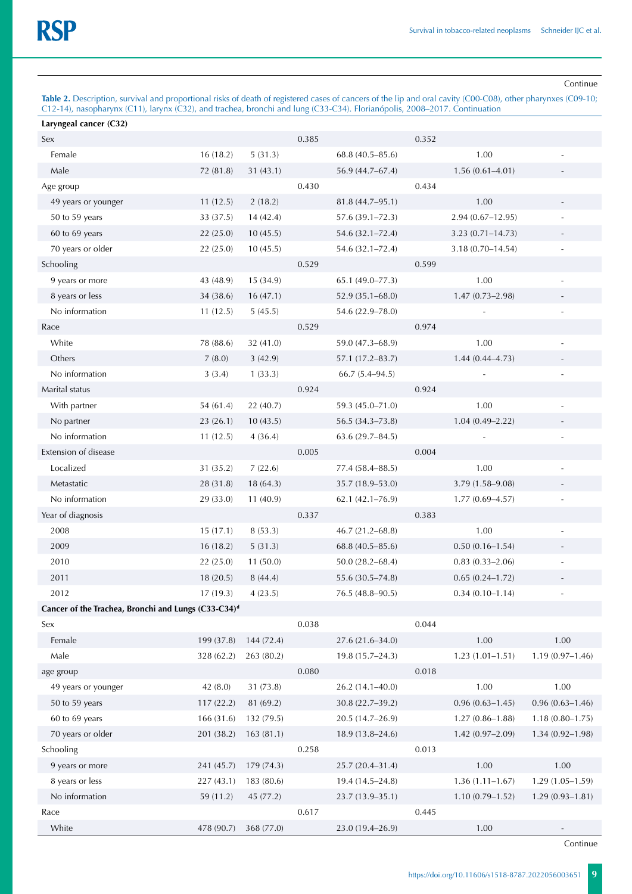Continue

**Table 2.** Description, survival and proportional risks of death of registered cases of cancers of the lip and oral cavity (C00-C08), other pharynxes (C09-10; C12-14), nasopharynx (C11), larynx (C32), and trachea, bronchi and lung (C33-C34). Florianópolis, 2008–2017. Continuation

| | | | | | | | |
|---|---|---|---|---|---|---|---|
| **Laryngeal cancer (C32)** | | | | | | | |
| Sex | | | 0.385 | | 0.352 | | |
| Female | 16 (18.2) | 5 (31.3) | | 68.8 (40.5–85.6) | | 1.00 | - |
| Male | 72 (81.8) | 31 (43.1) | | 56.9 (44.7–67.4) | | 1.56 (0.61–4.01) | - |
| Age group | | | 0.430 | | 0.434 | | |
| 49 years or younger | 11 (12.5) | 2 (18.2) | | 81.8 (44.7–95.1) | | 1.00 | - |
| 50 to 59 years | 33 (37.5) | 14 (42.4) | | 57.6 (39.1–72.3) | | 2.94 (0.67–12.95) | - |
| 60 to 69 years | 22 (25.0) | 10 (45.5) | | 54.6 (32.1–72.4) | | 3.23 (0.71–14.73) | - |
| 70 years or older | 22 (25.0) | 10 (45.5) | | 54.6 (32.1–72.4) | | 3.18 (0.70–14.54) | - |
| Schooling | | | 0.529 | | 0.599 | | |
| 9 years or more | 43 (48.9) | 15 (34.9) | | 65.1 (49.0–77.3) | | 1.00 | - |
| 8 years or less | 34 (38.6) | 16 (47.1) | | 52.9 (35.1–68.0) | | 1.47 (0.73–2.98) | - |
| No information | 11 (12.5) | 5 (45.5) | | 54.6 (22.9–78.0) | | - | - |
| Race | | | 0.529 | | 0.974 | | |
| White | 78 (88.6) | 32 (41.0) | | 59.0 (47.3–68.9) | | 1.00 | - |
| Others | 7 (8.0) | 3 (42.9) | | 57.1 (17.2–83.7) | | 1.44 (0.44–4.73) | - |
| No information | 3 (3.4) | 1 (33.3) | | 66.7 (5.4–94.5) | | - | - |
| Marital status | | | 0.924 | | 0.924 | | |
| With partner | 54 (61.4) | 22 (40.7) | | 59.3 (45.0–71.0) | | 1.00 | - |
| No partner | 23 (26.1) | 10 (43.5) | | 56.5 (34.3–73.8) | | 1.04 (0.49–2.22) | - |
| No information | 11 (12.5) | 4 (36.4) | | 63.6 (29.7–84.5) | | - | - |
| Extension of disease | | | 0.005 | | 0.004 | | |
| Localized | 31 (35.2) | 7 (22.6) | | 77.4 (58.4–88.5) | | 1.00 | - |
| Metastatic | 28 (31.8) | 18 (64.3) | | 35.7 (18.9–53.0) | | 3.79 (1.58–9.08) | - |
| No information | 29 (33.0) | 11 (40.9) | | 62.1 (42.1–76.9) | | 1.77 (0.69–4.57) | - |
| Year of diagnosis | | | 0.337 | | 0.383 | | |
| 2008 | 15 (17.1) | 8 (53.3) | | 46.7 (21.2–68.8) | | 1.00 | - |
| 2009 | 16 (18.2) | 5 (31.3) | | 68.8 (40.5–85.6) | | 0.50 (0.16–1.54) | - |
| 2010 | 22 (25.0) | 11 (50.0) | | 50.0 (28.2–68.4) | | 0.83 (0.33–2.06) | - |
| 2011 | 18 (20.5) | 8 (44.4) | | 55.6 (30.5–74.8) | | 0.65 (0.24–1.72) | - |
| 2012 | 17 (19.3) | 4 (23.5) | | 76.5 (48.8–90.5) | | 0.34 (0.10–1.14) | - |
| **Cancer of the Trachea, Bronchi and Lungs (C33-C34)[d]** | | | | | | | |
| Sex | | | 0.038 | | 0.044 | | |
| Female | 199 (37.8) | 144 (72.4) | | 27.6 (21.6–34.0) | | 1.00 | 1.00 |
| Male | 328 (62.2) | 263 (80.2) | | 19.8 (15.7–24.3) | | 1.23 (1.01–1.51) | 1.19 (0.97–1.46) |
| age group | | | 0.080 | | 0.018 | | |
| 49 years or younger | 42 (8.0) | 31 (73.8) | | 26.2 (14.1–40.0) | | 1.00 | 1.00 |
| 50 to 59 years | 117 (22.2) | 81 (69.2) | | 30.8 (22.7–39.2) | | 0.96 (0.63–1.45) | 0.96 (0.63–1.46) |
| 60 to 69 years | 166 (31.6) | 132 (79.5) | | 20.5 (14.7–26.9) | | 1.27 (0.86–1.88) | 1.18 (0.80–1.75) |
| 70 years or older | 201 (38.2) | 163 (81.1) | | 18.9 (13.8–24.6) | | 1.42 (0.97–2.09) | 1.34 (0.92–1.98) |
| Schooling | | | 0.258 | | 0.013 | | |
| 9 years or more | 241 (45.7) | 179 (74.3) | | 25.7 (20.4–31.4) | | 1.00 | 1.00 |
| 8 years or less | 227 (43.1) | 183 (80.6) | | 19.4 (14.5–24.8) | | 1.36 (1.11–1.67) | 1.29 (1.05–1.59) |
| No information | 59 (11.2) | 45 (77.2) | | 23.7 (13.9–35.1) | | 1.10 (0.79–1.52) | 1.29 (0.93–1.81) |
| Race | | | 0.617 | | 0.445 | | |
| White | 478 (90.7) | 368 (77.0) | | 23.0 (19.4–26.9) | | 1.00 | - |

Continue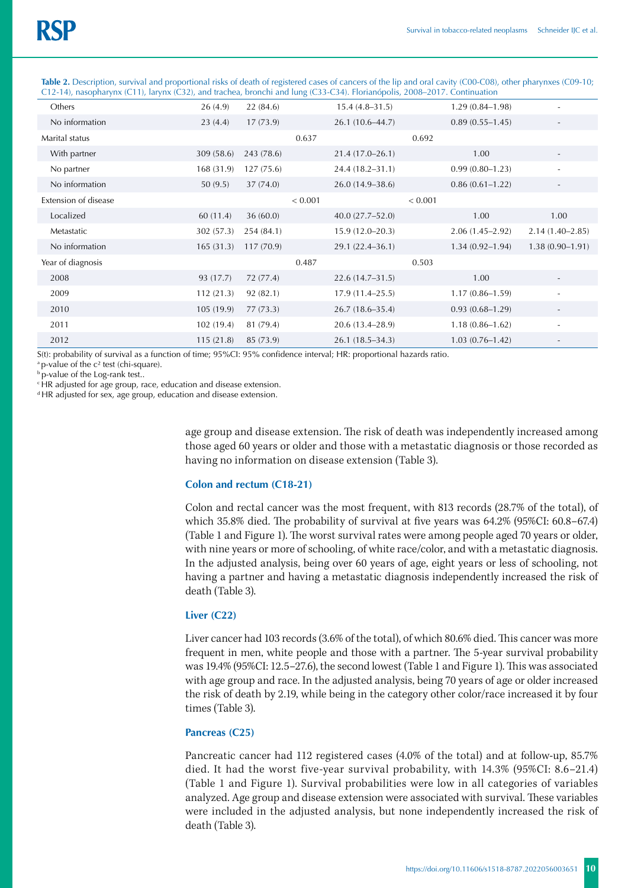**Table 2.** Description, survival and proportional risks of death of registered cases of cancers of the lip and oral cavity (C00-C08), other pharynxes (C09-10; C12-14), nasopharynx (C11), larynx (C32), and trachea, bronchi and lung (C33-C34). Florianópolis, 2008–2017. Continuation

| | | | | | | | |
|---|---|---|---|---|---|---|---|
| Others | 26 (4.9) | 22 (84.6) | | 15.4 (4.8–31.5) | | 1.29 (0.84–1.98) | - |
| No information | 23 (4.4) | 17 (73.9) | | 26.1 (10.6–44.7) | | 0.89 (0.55–1.45) | - |
| Marital status | | | 0.637 | | 0.692 | | |
| With partner | 309 (58.6) | 243 (78.6) | | 21.4 (17.0–26.1) | | 1.00 | - |
| No partner | 168 (31.9) | 127 (75.6) | | 24.4 (18.2–31.1) | | 0.99 (0.80–1.23) | - |
| No information | 50 (9.5) | 37 (74.0) | | 26.0 (14.9–38.6) | | 0.86 (0.61–1.22) | - |
| Extension of disease | | | < 0.001 | | < 0.001 | | |
| Localized | 60 (11.4) | 36 (60.0) | | 40.0 (27.7–52.0) | | 1.00 | 1.00 |
| Metastatic | 302 (57.3) | 254 (84.1) | | 15.9 (12.0–20.3) | | 2.06 (1.45–2.92) | 2.14 (1.40–2.85) |
| No information | 165 (31.3) | 117 (70.9) | | 29.1 (22.4–36.1) | | 1.34 (0.92–1.94) | 1.38 (0.90–1.91) |
| Year of diagnosis | | | 0.487 | | 0.503 | | |
| 2008 | 93 (17.7) | 72 (77.4) | | 22.6 (14.7–31.5) | | 1.00 | - |
| 2009 | 112 (21.3) | 92 (82.1) | | 17.9 (11.4–25.5) | | 1.17 (0.86–1.59) | - |
| 2010 | 105 (19.9) | 77 (73.3) | | 26.7 (18.6–35.4) | | 0.93 (0.68–1.29) | - |
| 2011 | 102 (19.4) | 81 (79.4) | | 20.6 (13.4–28.9) | | 1.18 (0.86–1.62) | - |
| 2012 | 115 (21.8) | 85 (73.9) | | 26.1 (18.5–34.3) | | 1.03 (0.76–1.42) | - |

S(t): probability of survival as a function of time; 95%CI: 95% confidence interval; HR: proportional hazards ratio.
[a] p-value of the $c^2$ test (chi-square).
[b] p-value of the Log-rank test..
[c] HR adjusted for age group, race, education and disease extension.
[d] HR adjusted for sex, age group, education and disease extension.

age group and disease extension. The risk of death was independently increased among those aged 60 years or older and those with a metastatic diagnosis or those recorded as having no information on disease extension (Table 3).

### Colon and rectum (C18-21)

Colon and rectal cancer was the most frequent, with 813 records (28.7% of the total), of which 35.8% died. The probability of survival at five years was 64.2% (95%CI: 60.8–67.4) (Table 1 and Figure 1). The worst survival rates were among people aged 70 years or older, with nine years or more of schooling, of white race/color, and with a metastatic diagnosis. In the adjusted analysis, being over 60 years of age, eight years or less of schooling, not having a partner and having a metastatic diagnosis independently increased the risk of death (Table 3).

### Liver (C22)

Liver cancer had 103 records (3.6% of the total), of which 80.6% died. This cancer was more frequent in men, white people and those with a partner. The 5-year survival probability was 19.4% (95%CI: 12.5–27.6), the second lowest (Table 1 and Figure 1). This was associated with age group and race. In the adjusted analysis, being 70 years of age or older increased the risk of death by 2.19, while being in the category other color/race increased it by four times (Table 3).

### Pancreas (C25)

Pancreatic cancer had 112 registered cases (4.0% of the total) and at follow-up, 85.7% died. It had the worst five-year survival probability, with 14.3% (95%CI: 8.6–21.4) (Table 1 and Figure 1). Survival probabilities were low in all categories of variables analyzed. Age group and disease extension were associated with survival. These variables were included in the adjusted analysis, but none independently increased the risk of death (Table 3).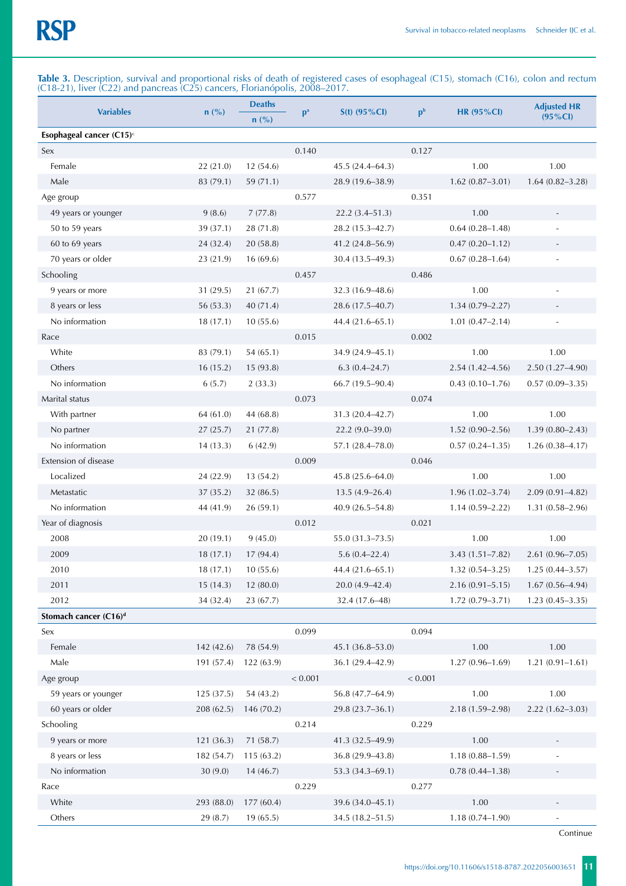**Table 3.** Description, survival and proportional risks of death of registered cases of esophageal (C15), stomach (C16), colon and rectum (C18-21), liver (C22) and pancreas (C25) cancers, Florianópolis, 2008–2017.

| Variables | n (%) | Deaths n (%) | p[a] | S(t) (95%CI) | p[b] | HR (95%CI) | Adjusted HR (95%CI) |
|---|---|---|---|---|---|---|---|
| **Esophageal cancer (C15)**[c] | | | | | | | |
| Sex | | | 0.140 | | 0.127 | | |
| Female | 22 (21.0) | 12 (54.6) | | 45.5 (24.4–64.3) | | 1.00 | 1.00 |
| Male | 83 (79.1) | 59 (71.1) | | 28.9 (19.6–38.9) | | 1.62 (0.87–3.01) | 1.64 (0.82–3.28) |
| Age group | | | 0.577 | | 0.351 | | |
| 49 years or younger | 9 (8.6) | 7 (77.8) | | 22.2 (3.4–51.3) | | 1.00 | - |
| 50 to 59 years | 39 (37.1) | 28 (71.8) | | 28.2 (15.3–42.7) | | 0.64 (0.28–1.48) | - |
| 60 to 69 years | 24 (32.4) | 20 (58.8) | | 41.2 (24.8–56.9) | | 0.47 (0.20–1.12) | - |
| 70 years or older | 23 (21.9) | 16 (69.6) | | 30.4 (13.5–49.3) | | 0.67 (0.28–1.64) | - |
| Schooling | | | 0.457 | | 0.486 | | |
| 9 years or more | 31 (29.5) | 21 (67.7) | | 32.3 (16.9–48.6) | | 1.00 | - |
| 8 years or less | 56 (53.3) | 40 (71.4) | | 28.6 (17.5–40.7) | | 1.34 (0.79–2.27) | - |
| No information | 18 (17.1) | 10 (55.6) | | 44.4 (21.6–65.1) | | 1.01 (0.47–2.14) | - |
| Race | | | 0.015 | | 0.002 | | |
| White | 83 (79.1) | 54 (65.1) | | 34.9 (24.9–45.1) | | 1.00 | 1.00 |
| Others | 16 (15.2) | 15 (93.8) | | 6.3 (0.4–24.7) | | 2.54 (1.42–4.56) | 2.50 (1.27–4.90) |
| No information | 6 (5.7) | 2 (33.3) | | 66.7 (19.5–90.4) | | 0.43 (0.10–1.76) | 0.57 (0.09–3.35) |
| Marital status | | | 0.073 | | 0.074 | | |
| With partner | 64 (61.0) | 44 (68.8) | | 31.3 (20.4–42.7) | | 1.00 | 1.00 |
| No partner | 27 (25.7) | 21 (77.8) | | 22.2 (9.0–39.0) | | 1.52 (0.90–2.56) | 1.39 (0.80–2.43) |
| No information | 14 (13.3) | 6 (42.9) | | 57.1 (28.4–78.0) | | 0.57 (0.24–1.35) | 1.26 (0.38–4.17) |
| Extension of disease | | | 0.009 | | 0.046 | | |
| Localized | 24 (22.9) | 13 (54.2) | | 45.8 (25.6–64.0) | | 1.00 | 1.00 |
| Metastatic | 37 (35.2) | 32 (86.5) | | 13.5 (4.9–26.4) | | 1.96 (1.02–3.74) | 2.09 (0.91–4.82) |
| No information | 44 (41.9) | 26 (59.1) | | 40.9 (26.5–54.8) | | 1.14 (0.59–2.22) | 1.31 (0.58–2.96) |
| Year of diagnosis | | | 0.012 | | 0.021 | | |
| 2008 | 20 (19.1) | 9 (45.0) | | 55.0 (31.3–73.5) | | 1.00 | 1.00 |
| 2009 | 18 (17.1) | 17 (94.4) | | 5.6 (0.4–22.4) | | 3.43 (1.51–7.82) | 2.61 (0.96–7.05) |
| 2010 | 18 (17.1) | 10 (55.6) | | 44.4 (21.6–65.1) | | 1.32 (0.54–3.25) | 1.25 (0.44–3.57) |
| 2011 | 15 (14.3) | 12 (80.0) | | 20.0 (4.9–42.4) | | 2.16 (0.91–5.15) | 1.67 (0.56–4.94) |
| 2012 | 34 (32.4) | 23 (67.7) | | 32.4 (17.6–48) | | 1.72 (0.79–3.71) | 1.23 (0.45–3.35) |
| **Stomach cancer (C16)**[d] | | | | | | | |
| Sex | | | 0.099 | | 0.094 | | |
| Female | 142 (42.6) | 78 (54.9) | | 45.1 (36.8–53.0) | | 1.00 | 1.00 |
| Male | 191 (57.4) | 122 (63.9) | | 36.1 (29.4–42.9) | | 1.27 (0.96–1.69) | 1.21 (0.91–1.61) |
| Age group | | | < 0.001 | | < 0.001 | | |
| 59 years or younger | 125 (37.5) | 54 (43.2) | | 56.8 (47.7–64.9) | | 1.00 | 1.00 |
| 60 years or older | 208 (62.5) | 146 (70.2) | | 29.8 (23.7–36.1) | | 2.18 (1.59–2.98) | 2.22 (1.62–3.03) |
| Schooling | | | 0.214 | | 0.229 | | |
| 9 years or more | 121 (36.3) | 71 (58.7) | | 41.3 (32.5–49.9) | | 1.00 | - |
| 8 years or less | 182 (54.7) | 115 (63.2) | | 36.8 (29.9–43.8) | | 1.18 (0.88–1.59) | - |
| No information | 30 (9.0) | 14 (46.7) | | 53.3 (34.3–69.1) | | 0.78 (0.44–1.38) | - |
| Race | | | 0.229 | | 0.277 | | |
| White | 293 (88.0) | 177 (60.4) | | 39.6 (34.0–45.1) | | 1.00 | - |
| Others | 29 (8.7) | 19 (65.5) | | 34.5 (18.2–51.5) | | 1.18 (0.74–1.90) | - |

Continue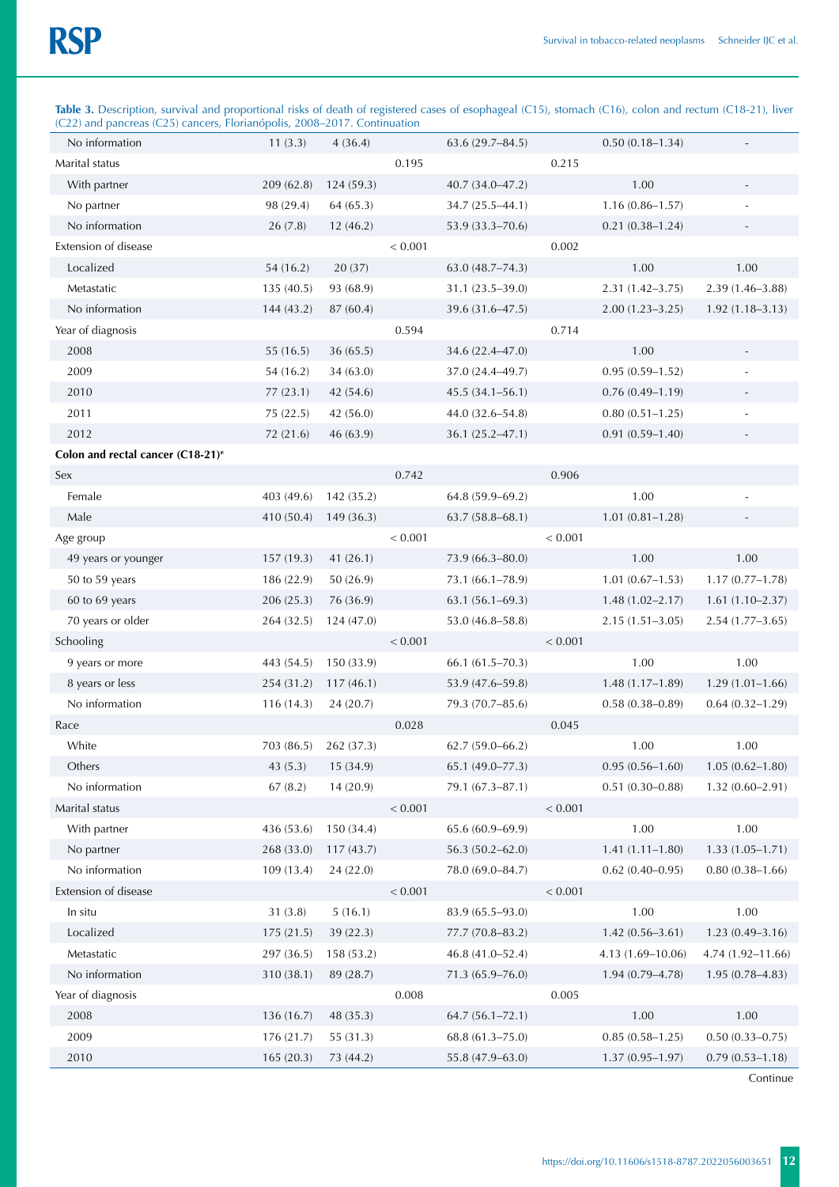**Table 3.** Description, survival and proportional risks of death of registered cases of esophageal (C15), stomach (C16), colon and rectum (C18-21), liver (C22) and pancreas (C25) cancers, Florianópolis, 2008–2017. Continuation

| | | | | | | | |
|---|---|---|---|---|---|---|---|
| No information | 11 (3.3) | 4 (36.4) | | 63.6 (29.7–84.5) | | 0.50 (0.18–1.34) | - |
| Marital status | | | 0.195 | | 0.215 | | |
| With partner | 209 (62.8) | 124 (59.3) | | 40.7 (34.0–47.2) | | 1.00 | - |
| No partner | 98 (29.4) | 64 (65.3) | | 34.7 (25.5–44.1) | | 1.16 (0.86–1.57) | - |
| No information | 26 (7.8) | 12 (46.2) | | 53.9 (33.3–70.6) | | 0.21 (0.38–1.24) | - |
| Extension of disease | | | < 0.001 | | 0.002 | | |
| Localized | 54 (16.2) | 20 (37) | | 63.0 (48.7–74.3) | | 1.00 | 1.00 |
| Metastatic | 135 (40.5) | 93 (68.9) | | 31.1 (23.5–39.0) | | 2.31 (1.42–3.75) | 2.39 (1.46–3.88) |
| No information | 144 (43.2) | 87 (60.4) | | 39.6 (31.6–47.5) | | 2.00 (1.23–3.25) | 1.92 (1.18–3.13) |
| Year of diagnosis | | | 0.594 | | 0.714 | | |
| 2008 | 55 (16.5) | 36 (65.5) | | 34.6 (22.4–47.0) | | 1.00 | - |
| 2009 | 54 (16.2) | 34 (63.0) | | 37.0 (24.4–49.7) | | 0.95 (0.59–1.52) | - |
| 2010 | 77 (23.1) | 42 (54.6) | | 45.5 (34.1–56.1) | | 0.76 (0.49–1.19) | - |
| 2011 | 75 (22.5) | 42 (56.0) | | 44.0 (32.6–54.8) | | 0.80 (0.51–1.25) | - |
| 2012 | 72 (21.6) | 46 (63.9) | | 36.1 (25.2–47.1) | | 0.91 (0.59–1.40) | - |
| **Colon and rectal cancer (C18-21)**[e] | | | | | | | |
| Sex | | | 0.742 | | 0.906 | | |
| Female | 403 (49.6) | 142 (35.2) | | 64.8 (59.9–69.2) | | 1.00 | - |
| Male | 410 (50.4) | 149 (36.3) | | 63.7 (58.8–68.1) | | 1.01 (0.81–1.28) | - |
| Age group | | | < 0.001 | | < 0.001 | | |
| 49 years or younger | 157 (19.3) | 41 (26.1) | | 73.9 (66.3–80.0) | | 1.00 | 1.00 |
| 50 to 59 years | 186 (22.9) | 50 (26.9) | | 73.1 (66.1–78.9) | | 1.01 (0.67–1.53) | 1.17 (0.77–1.78) |
| 60 to 69 years | 206 (25.3) | 76 (36.9) | | 63.1 (56.1–69.3) | | 1.48 (1.02–2.17) | 1.61 (1.10–2.37) |
| 70 years or older | 264 (32.5) | 124 (47.0) | | 53.0 (46.8–58.8) | | 2.15 (1.51–3.05) | 2.54 (1.77–3.65) |
| Schooling | | | < 0.001 | | < 0.001 | | |
| 9 years or more | 443 (54.5) | 150 (33.9) | | 66.1 (61.5–70.3) | | 1.00 | 1.00 |
| 8 years or less | 254 (31.2) | 117 (46.1) | | 53.9 (47.6–59.8) | | 1.48 (1.17–1.89) | 1.29 (1.01–1.66) |
| No information | 116 (14.3) | 24 (20.7) | | 79.3 (70.7–85.6) | | 0.58 (0.38–0.89) | 0.64 (0.32–1.29) |
| Race | | | 0.028 | | 0.045 | | |
| White | 703 (86.5) | 262 (37.3) | | 62.7 (59.0–66.2) | | 1.00 | 1.00 |
| Others | 43 (5.3) | 15 (34.9) | | 65.1 (49.0–77.3) | | 0.95 (0.56–1.60) | 1.05 (0.62–1.80) |
| No information | 67 (8.2) | 14 (20.9) | | 79.1 (67.3–87.1) | | 0.51 (0.30–0.88) | 1.32 (0.60–2.91) |
| Marital status | | | < 0.001 | | < 0.001 | | |
| With partner | 436 (53.6) | 150 (34.4) | | 65.6 (60.9–69.9) | | 1.00 | 1.00 |
| No partner | 268 (33.0) | 117 (43.7) | | 56.3 (50.2–62.0) | | 1.41 (1.11–1.80) | 1.33 (1.05–1.71) |
| No information | 109 (13.4) | 24 (22.0) | | 78.0 (69.0–84.7) | | 0.62 (0.40–0.95) | 0.80 (0.38–1.66) |
| Extension of disease | | | < 0.001 | | < 0.001 | | |
| In situ | 31 (3.8) | 5 (16.1) | | 83.9 (65.5–93.0) | | 1.00 | 1.00 |
| Localized | 175 (21.5) | 39 (22.3) | | 77.7 (70.8–83.2) | | 1.42 (0.56–3.61) | 1.23 (0.49–3.16) |
| Metastatic | 297 (36.5) | 158 (53.2) | | 46.8 (41.0–52.4) | | 4.13 (1.69–10.06) | 4.74 (1.92–11.66) |
| No information | 310 (38.1) | 89 (28.7) | | 71.3 (65.9–76.0) | | 1.94 (0.79–4.78) | 1.95 (0.78–4.83) |
| Year of diagnosis | | | 0.008 | | 0.005 | | |
| 2008 | 136 (16.7) | 48 (35.3) | | 64.7 (56.1–72.1) | | 1.00 | 1.00 |
| 2009 | 176 (21.7) | 55 (31.3) | | 68.8 (61.3–75.0) | | 0.85 (0.58–1.25) | 0.50 (0.33–0.75) |
| 2010 | 165 (20.3) | 73 (44.2) | | 55.8 (47.9–63.0) | | 1.37 (0.95–1.97) | 0.79 (0.53–1.18) |

Continue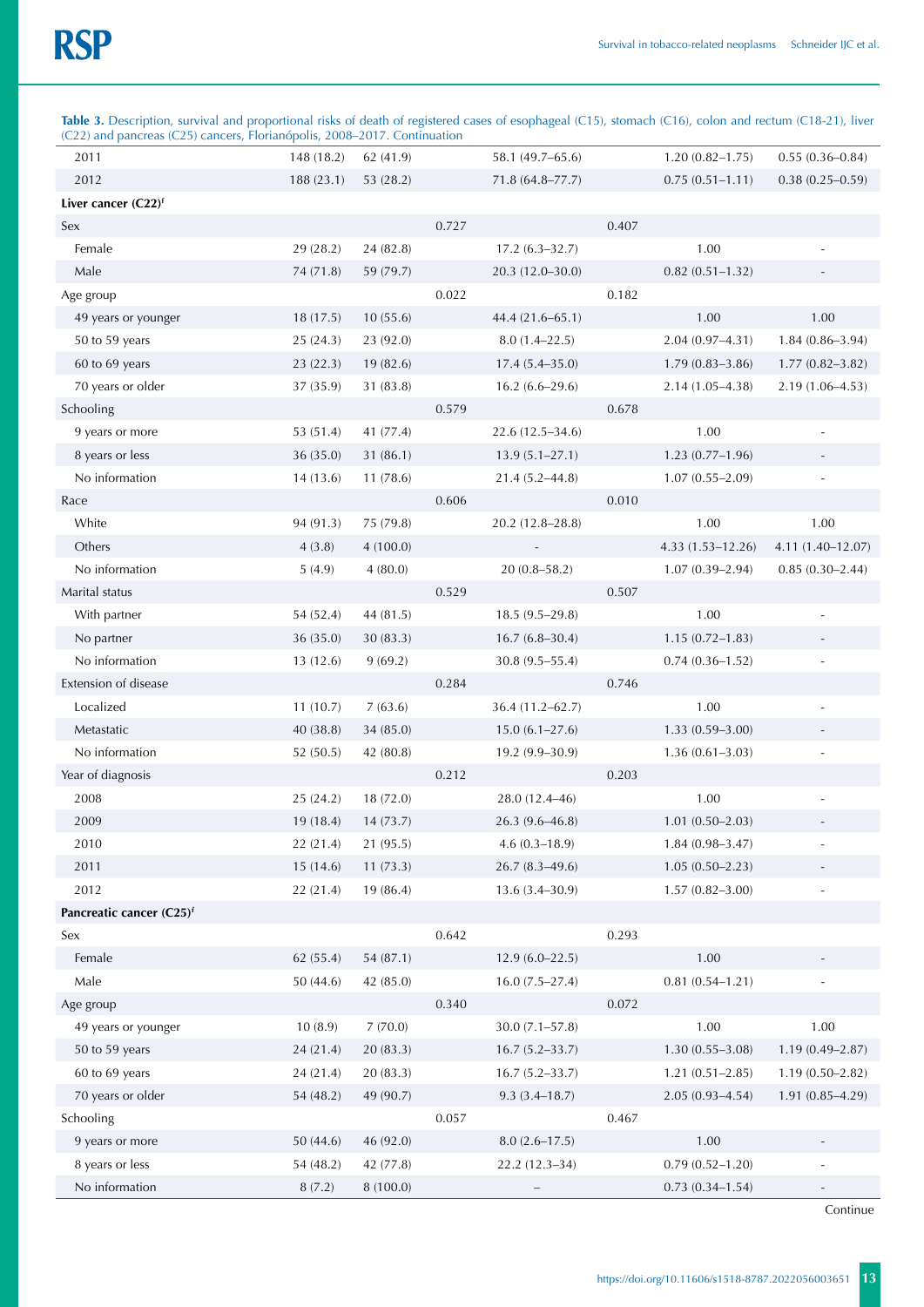**Table 3.** Description, survival and proportional risks of death of registered cases of esophageal (C15), stomach (C16), colon and rectum (C18-21), liver (C22) and pancreas (C25) cancers, Florianópolis, 2008–2017. Continuation

| | | | | | | | |
|---|---|---|---|---|---|---|---|
| 2011 | 148 (18.2) | 62 (41.9) | | 58.1 (49.7–65.6) | | 1.20 (0.82–1.75) | 0.55 (0.36–0.84) |
| 2012 | 188 (23.1) | 53 (28.2) | | 71.8 (64.8–77.7) | | 0.75 (0.51–1.11) | 0.38 (0.25–0.59) |
| **Liver cancer (C22)**[f] | | | | | | | |
| Sex | | | 0.727 | | 0.407 | | |
| Female | 29 (28.2) | 24 (82.8) | | 17.2 (6.3–32.7) | | 1.00 | - |
| Male | 74 (71.8) | 59 (79.7) | | 20.3 (12.0–30.0) | | 0.82 (0.51–1.32) | - |
| Age group | | | 0.022 | | 0.182 | | |
| 49 years or younger | 18 (17.5) | 10 (55.6) | | 44.4 (21.6–65.1) | | 1.00 | 1.00 |
| 50 to 59 years | 25 (24.3) | 23 (92.0) | | 8.0 (1.4–22.5) | | 2.04 (0.97–4.31) | 1.84 (0.86–3.94) |
| 60 to 69 years | 23 (22.3) | 19 (82.6) | | 17.4 (5.4–35.0) | | 1.79 (0.83–3.86) | 1.77 (0.82–3.82) |
| 70 years or older | 37 (35.9) | 31 (83.8) | | 16.2 (6.6–29.6) | | 2.14 (1.05–4.38) | 2.19 (1.06–4.53) |
| Schooling | | | 0.579 | | 0.678 | | |
| 9 years or more | 53 (51.4) | 41 (77.4) | | 22.6 (12.5–34.6) | | 1.00 | - |
| 8 years or less | 36 (35.0) | 31 (86.1) | | 13.9 (5.1–27.1) | | 1.23 (0.77–1.96) | - |
| No information | 14 (13.6) | 11 (78.6) | | 21.4 (5.2–44.8) | | 1.07 (0.55–2.09) | - |
| Race | | | 0.606 | | 0.010 | | |
| White | 94 (91.3) | 75 (79.8) | | 20.2 (12.8–28.8) | | 1.00 | 1.00 |
| Others | 4 (3.8) | 4 (100.0) | | - | | 4.33 (1.53–12.26) | 4.11 (1.40–12.07) |
| No information | 5 (4.9) | 4 (80.0) | | 20 (0.8–58.2) | | 1.07 (0.39–2.94) | 0.85 (0.30–2.44) |
| Marital status | | | 0.529 | | 0.507 | | |
| With partner | 54 (52.4) | 44 (81.5) | | 18.5 (9.5–29.8) | | 1.00 | - |
| No partner | 36 (35.0) | 30 (83.3) | | 16.7 (6.8–30.4) | | 1.15 (0.72–1.83) | - |
| No information | 13 (12.6) | 9 (69.2) | | 30.8 (9.5–55.4) | | 0.74 (0.36–1.52) | - |
| Extension of disease | | | 0.284 | | 0.746 | | |
| Localized | 11 (10.7) | 7 (63.6) | | 36.4 (11.2–62.7) | | 1.00 | - |
| Metastatic | 40 (38.8) | 34 (85.0) | | 15.0 (6.1–27.6) | | 1.33 (0.59–3.00) | - |
| No information | 52 (50.5) | 42 (80.8) | | 19.2 (9.9–30.9) | | 1.36 (0.61–3.03) | - |
| Year of diagnosis | | | 0.212 | | 0.203 | | |
| 2008 | 25 (24.2) | 18 (72.0) | | 28.0 (12.4–46) | | 1.00 | - |
| 2009 | 19 (18.4) | 14 (73.7) | | 26.3 (9.6–46.8) | | 1.01 (0.50–2.03) | - |
| 2010 | 22 (21.4) | 21 (95.5) | | 4.6 (0.3–18.9) | | 1.84 (0.98–3.47) | - |
| 2011 | 15 (14.6) | 11 (73.3) | | 26.7 (8.3–49.6) | | 1.05 (0.50–2.23) | - |
| 2012 | 22 (21.4) | 19 (86.4) | | 13.6 (3.4–30.9) | | 1.57 (0.82–3.00) | - |
| **Pancreatic cancer (C25)**[f] | | | | | | | |
| Sex | | | 0.642 | | 0.293 | | |
| Female | 62 (55.4) | 54 (87.1) | | 12.9 (6.0–22.5) | | 1.00 | - |
| Male | 50 (44.6) | 42 (85.0) | | 16.0 (7.5–27.4) | | 0.81 (0.54–1.21) | - |
| Age group | | | 0.340 | | 0.072 | | |
| 49 years or younger | 10 (8.9) | 7 (70.0) | | 30.0 (7.1–57.8) | | 1.00 | 1.00 |
| 50 to 59 years | 24 (21.4) | 20 (83.3) | | 16.7 (5.2–33.7) | | 1.30 (0.55–3.08) | 1.19 (0.49–2.87) |
| 60 to 69 years | 24 (21.4) | 20 (83.3) | | 16.7 (5.2–33.7) | | 1.21 (0.51–2.85) | 1.19 (0.50–2.82) |
| 70 years or older | 54 (48.2) | 49 (90.7) | | 9.3 (3.4–18.7) | | 2.05 (0.93–4.54) | 1.91 (0.85–4.29) |
| Schooling | | | 0.057 | | 0.467 | | |
| 9 years or more | 50 (44.6) | 46 (92.0) | | 8.0 (2.6–17.5) | | 1.00 | - |
| 8 years or less | 54 (48.2) | 42 (77.8) | | 22.2 (12.3–34) | | 0.79 (0.52–1.20) | - |
| No information | 8 (7.2) | 8 (100.0) | | – | | 0.73 (0.34–1.54) | - |

Continue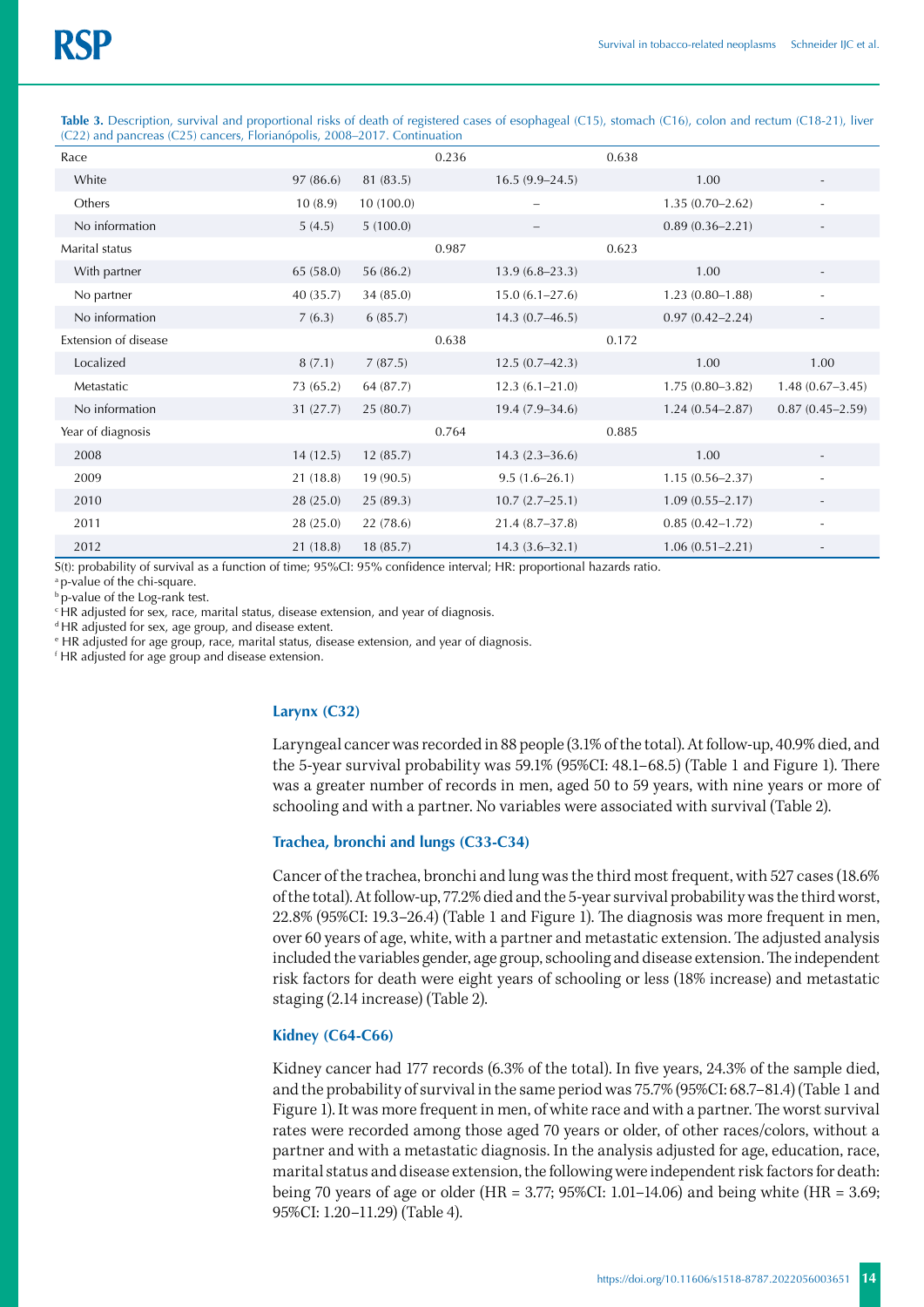**Table 3.** Description, survival and proportional risks of death of registered cases of esophageal (C15), stomach (C16), colon and rectum (C18-21), liver (C22) and pancreas (C25) cancers, Florianópolis, 2008–2017. Continuation

| | | | | | | | |
|---|---|---|---|---|---|---|---|
| Race | | | 0.236 | | 0.638 | | |
| White | 97 (86.6) | 81 (83.5) | | 16.5 (9.9–24.5) | | 1.00 | - |
| Others | 10 (8.9) | 10 (100.0) | | – | | 1.35 (0.70–2.62) | - |
| No information | 5 (4.5) | 5 (100.0) | | – | | 0.89 (0.36–2.21) | - |
| Marital status | | | 0.987 | | 0.623 | | |
| With partner | 65 (58.0) | 56 (86.2) | | 13.9 (6.8–23.3) | | 1.00 | - |
| No partner | 40 (35.7) | 34 (85.0) | | 15.0 (6.1–27.6) | | 1.23 (0.80–1.88) | - |
| No information | 7 (6.3) | 6 (85.7) | | 14.3 (0.7–46.5) | | 0.97 (0.42–2.24) | - |
| Extension of disease | | | 0.638 | | 0.172 | | |
| Localized | 8 (7.1) | 7 (87.5) | | 12.5 (0.7–42.3) | | 1.00 | 1.00 |
| Metastatic | 73 (65.2) | 64 (87.7) | | 12.3 (6.1–21.0) | | 1.75 (0.80–3.82) | 1.48 (0.67–3.45) |
| No information | 31 (27.7) | 25 (80.7) | | 19.4 (7.9–34.6) | | 1.24 (0.54–2.87) | 0.87 (0.45–2.59) |
| Year of diagnosis | | | 0.764 | | 0.885 | | |
| 2008 | 14 (12.5) | 12 (85.7) | | 14.3 (2.3–36.6) | | 1.00 | - |
| 2009 | 21 (18.8) | 19 (90.5) | | 9.5 (1.6–26.1) | | 1.15 (0.56–2.37) | - |
| 2010 | 28 (25.0) | 25 (89.3) | | 10.7 (2.7–25.1) | | 1.09 (0.55–2.17) | - |
| 2011 | 28 (25.0) | 22 (78.6) | | 21.4 (8.7–37.8) | | 0.85 (0.42–1.72) | - |
| 2012 | 21 (18.8) | 18 (85.7) | | 14.3 (3.6–32.1) | | 1.06 (0.51–2.21) | - |

S(t): probability of survival as a function of time; 95%CI: 95% confidence interval; HR: proportional hazards ratio.
[a] p-value of the chi-square.
[b] p-value of the Log-rank test.
[c] HR adjusted for sex, race, marital status, disease extension, and year of diagnosis.
[d] HR adjusted for sex, age group, and disease extent.
[e] HR adjusted for age group, race, marital status, disease extension, and year of diagnosis.
[f] HR adjusted for age group and disease extension.

### Larynx (C32)

Laryngeal cancer was recorded in 88 people (3.1% of the total). At follow-up, 40.9% died, and the 5-year survival probability was 59.1% (95%CI: 48.1–68.5) (Table 1 and Figure 1). There was a greater number of records in men, aged 50 to 59 years, with nine years or more of schooling and with a partner. No variables were associated with survival (Table 2).

### Trachea, bronchi and lungs (C33-C34)

Cancer of the trachea, bronchi and lung was the third most frequent, with 527 cases (18.6% of the total). At follow-up, 77.2% died and the 5-year survival probability was the third worst, 22.8% (95%CI: 19.3–26.4) (Table 1 and Figure 1). The diagnosis was more frequent in men, over 60 years of age, white, with a partner and metastatic extension. The adjusted analysis included the variables gender, age group, schooling and disease extension. The independent risk factors for death were eight years of schooling or less (18% increase) and metastatic staging (2.14 increase) (Table 2).

### Kidney (C64-C66)

Kidney cancer had 177 records (6.3% of the total). In five years, 24.3% of the sample died, and the probability of survival in the same period was 75.7% (95%CI: 68.7–81.4) (Table 1 and Figure 1). It was more frequent in men, of white race and with a partner. The worst survival rates were recorded among those aged 70 years or older, of other races/colors, without a partner and with a metastatic diagnosis. In the analysis adjusted for age, education, race, marital status and disease extension, the following were independent risk factors for death: being 70 years of age or older (HR = 3.77; 95%CI: 1.01–14.06) and being white (HR = 3.69; 95%CI: 1.20–11.29) (Table 4).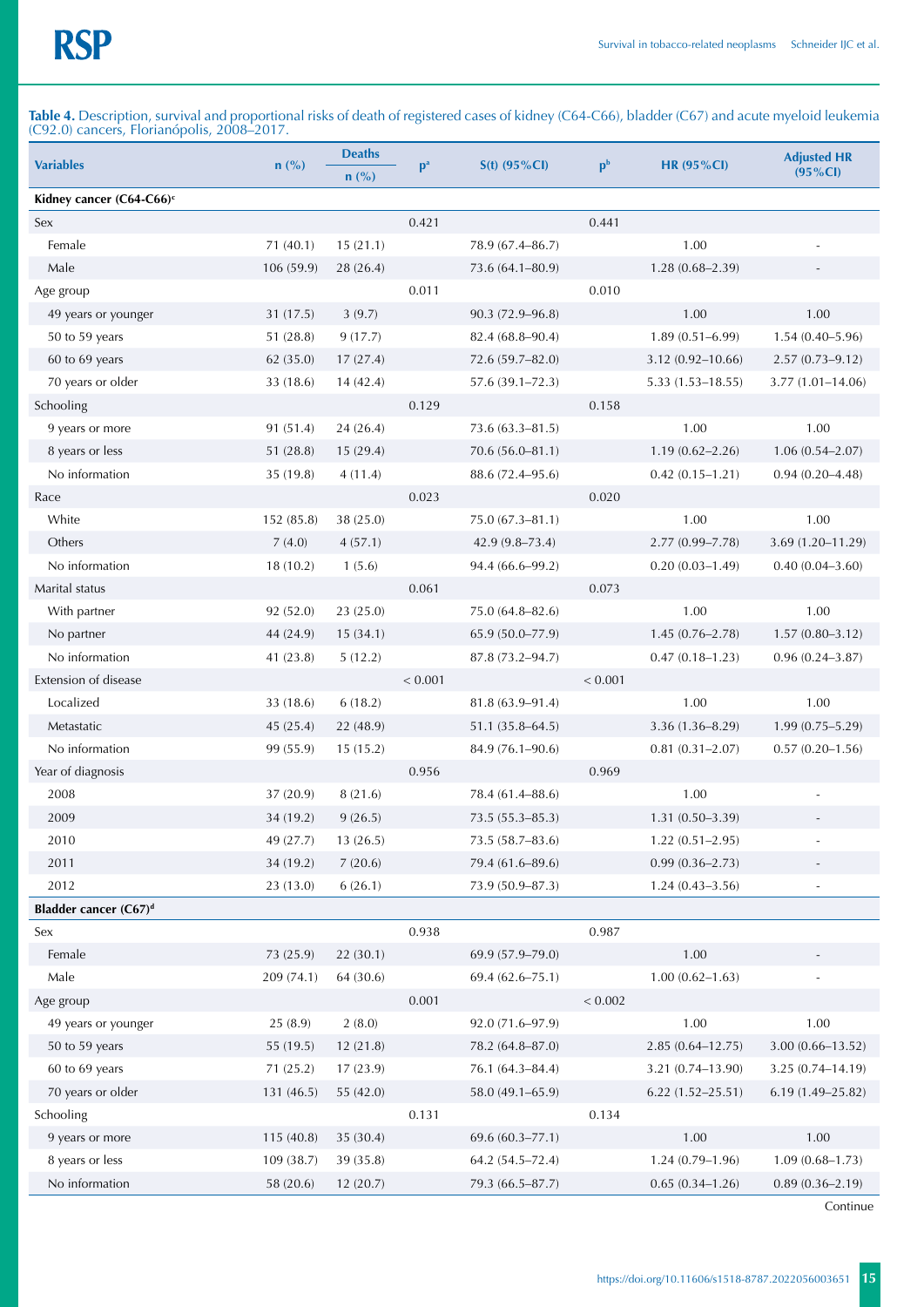**Table 4.** Description, survival and proportional risks of death of registered cases of kidney (C64-C66), bladder (C67) and acute myeloid leukemia (C92.0) cancers, Florianópolis, 2008–2017.

| Variables | n (%) | Deaths n (%) | p[a] | S(t) (95%CI) | p[b] | HR (95%CI) | Adjusted HR (95%CI) |
|---|---|---|---|---|---|---|---|
| **Kidney cancer (C64-C66)[c]** | | | | | | | |
| Sex | | | 0.421 | | 0.441 | | |
| Female | 71 (40.1) | 15 (21.1) | | 78.9 (67.4–86.7) | | 1.00 | - |
| Male | 106 (59.9) | 28 (26.4) | | 73.6 (64.1–80.9) | | 1.28 (0.68–2.39) | - |
| Age group | | | 0.011 | | 0.010 | | |
| 49 years or younger | 31 (17.5) | 3 (9.7) | | 90.3 (72.9–96.8) | | 1.00 | 1.00 |
| 50 to 59 years | 51 (28.8) | 9 (17.7) | | 82.4 (68.8–90.4) | | 1.89 (0.51–6.99) | 1.54 (0.40–5.96) |
| 60 to 69 years | 62 (35.0) | 17 (27.4) | | 72.6 (59.7–82.0) | | 3.12 (0.92–10.66) | 2.57 (0.73–9.12) |
| 70 years or older | 33 (18.6) | 14 (42.4) | | 57.6 (39.1–72.3) | | 5.33 (1.53–18.55) | 3.77 (1.01–14.06) |
| Schooling | | | 0.129 | | 0.158 | | |
| 9 years or more | 91 (51.4) | 24 (26.4) | | 73.6 (63.3–81.5) | | 1.00 | 1.00 |
| 8 years or less | 51 (28.8) | 15 (29.4) | | 70.6 (56.0–81.1) | | 1.19 (0.62–2.26) | 1.06 (0.54–2.07) |
| No information | 35 (19.8) | 4 (11.4) | | 88.6 (72.4–95.6) | | 0.42 (0.15–1.21) | 0.94 (0.20–4.48) |
| Race | | | 0.023 | | 0.020 | | |
| White | 152 (85.8) | 38 (25.0) | | 75.0 (67.3–81.1) | | 1.00 | 1.00 |
| Others | 7 (4.0) | 4 (57.1) | | 42.9 (9.8–73.4) | | 2.77 (0.99–7.78) | 3.69 (1.20–11.29) |
| No information | 18 (10.2) | 1 (5.6) | | 94.4 (66.6–99.2) | | 0.20 (0.03–1.49) | 0.40 (0.04–3.60) |
| Marital status | | | 0.061 | | 0.073 | | |
| With partner | 92 (52.0) | 23 (25.0) | | 75.0 (64.8–82.6) | | 1.00 | 1.00 |
| No partner | 44 (24.9) | 15 (34.1) | | 65.9 (50.0–77.9) | | 1.45 (0.76–2.78) | 1.57 (0.80–3.12) |
| No information | 41 (23.8) | 5 (12.2) | | 87.8 (73.2–94.7) | | 0.47 (0.18–1.23) | 0.96 (0.24–3.87) |
| Extension of disease | | | < 0.001 | | < 0.001 | | |
| Localized | 33 (18.6) | 6 (18.2) | | 81.8 (63.9–91.4) | | 1.00 | 1.00 |
| Metastatic | 45 (25.4) | 22 (48.9) | | 51.1 (35.8–64.5) | | 3.36 (1.36–8.29) | 1.99 (0.75–5.29) |
| No information | 99 (55.9) | 15 (15.2) | | 84.9 (76.1–90.6) | | 0.81 (0.31–2.07) | 0.57 (0.20–1.56) |
| Year of diagnosis | | | 0.956 | | 0.969 | | |
| 2008 | 37 (20.9) | 8 (21.6) | | 78.4 (61.4–88.6) | | 1.00 | - |
| 2009 | 34 (19.2) | 9 (26.5) | | 73.5 (55.3–85.3) | | 1.31 (0.50–3.39) | - |
| 2010 | 49 (27.7) | 13 (26.5) | | 73.5 (58.7–83.6) | | 1.22 (0.51–2.95) | - |
| 2011 | 34 (19.2) | 7 (20.6) | | 79.4 (61.6–89.6) | | 0.99 (0.36–2.73) | - |
| 2012 | 23 (13.0) | 6 (26.1) | | 73.9 (50.9–87.3) | | 1.24 (0.43–3.56) | - |
| **Bladder cancer (C67)[d]** | | | | | | | |
| Sex | | | 0.938 | | 0.987 | | |
| Female | 73 (25.9) | 22 (30.1) | | 69.9 (57.9–79.0) | | 1.00 | - |
| Male | 209 (74.1) | 64 (30.6) | | 69.4 (62.6–75.1) | | 1.00 (0.62–1.63) | - |
| Age group | | | 0.001 | | < 0.002 | | |
| 49 years or younger | 25 (8.9) | 2 (8.0) | | 92.0 (71.6–97.9) | | 1.00 | 1.00 |
| 50 to 59 years | 55 (19.5) | 12 (21.8) | | 78.2 (64.8–87.0) | | 2.85 (0.64–12.75) | 3.00 (0.66–13.52) |
| 60 to 69 years | 71 (25.2) | 17 (23.9) | | 76.1 (64.3–84.4) | | 3.21 (0.74–13.90) | 3.25 (0.74–14.19) |
| 70 years or older | 131 (46.5) | 55 (42.0) | | 58.0 (49.1–65.9) | | 6.22 (1.52–25.51) | 6.19 (1.49–25.82) |
| Schooling | | | 0.131 | | 0.134 | | |
| 9 years or more | 115 (40.8) | 35 (30.4) | | 69.6 (60.3–77.1) | | 1.00 | 1.00 |
| 8 years or less | 109 (38.7) | 39 (35.8) | | 64.2 (54.5–72.4) | | 1.24 (0.79–1.96) | 1.09 (0.68–1.73) |
| No information | 58 (20.6) | 12 (20.7) | | 79.3 (66.5–87.7) | | 0.65 (0.34–1.26) | 0.89 (0.36–2.19) |

Continue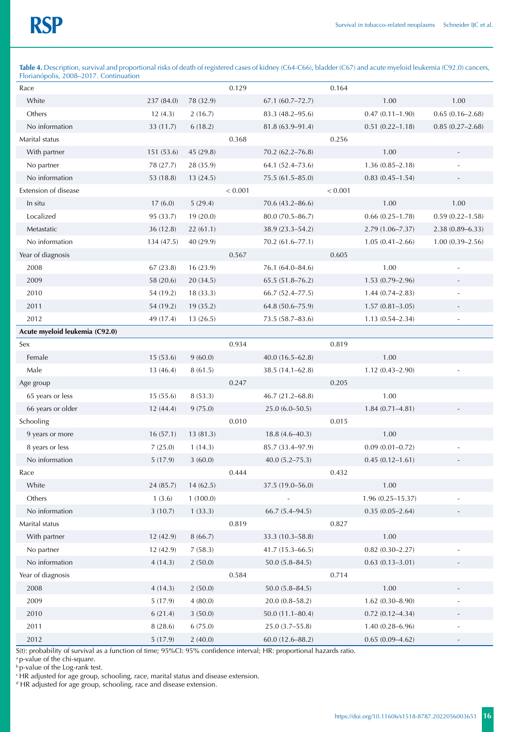**Table 4.** Description, survival and proportional risks of death of registered cases of kidney (C64-C66), bladder (C67) and acute myeloid leukemia (C92.0) cancers, Florianópolis, 2008–2017. Continuation

| | | | | | | | |
|---|---|---|---|---|---|---|---|
| Race | | | 0.129 | | 0.164 | | |
| White | 237 (84.0) | 78 (32.9) | | 67.1 (60.7–72.7) | | 1.00 | 1.00 |
| Others | 12 (4.3) | 2 (16.7) | | 83.3 (48.2–95.6) | | 0.47 (0.11–1.90) | 0.65 (0.16–2.68) |
| No information | 33 (11.7) | 6 (18.2) | | 81.8 (63.9–91.4) | | 0.51 (0.22–1.18) | 0.85 (0.27–2.68) |
| Marital status | | | 0.368 | | 0.256 | | |
| With partner | 151 (53.6) | 45 (29.8) | | 70.2 (62.2–76.8) | | 1.00 | - |
| No partner | 78 (27.7) | 28 (35.9) | | 64.1 (52.4–73.6) | | 1.36 (0.85–2.18) | - |
| No information | 53 (18.8) | 13 (24.5) | | 75.5 (61.5–85.0) | | 0.83 (0.45–1.54) | - |
| Extension of disease | | | < 0.001 | | < 0.001 | | |
| In situ | 17 (6.0) | 5 (29.4) | | 70.6 (43.2–86.6) | | 1.00 | 1.00 |
| Localized | 95 (33.7) | 19 (20.0) | | 80.0 (70.5–86.7) | | 0.66 (0.25–1.78) | 0.59 (0.22–1.58) |
| Metastatic | 36 (12.8) | 22 (61.1) | | 38.9 (23.3–54.2) | | 2.79 (1.06–7.37) | 2.38 (0.89–6.33) |
| No information | 134 (47.5) | 40 (29.9) | | 70.2 (61.6–77.1) | | 1.05 (0.41–2.66) | 1.00 (0.39–2.56) |
| Year of diagnosis | | | 0.567 | | 0.605 | | |
| 2008 | 67 (23.8) | 16 (23.9) | | 76.1 (64.0–84.6) | | 1.00 | - |
| 2009 | 58 (20.6) | 20 (34.5) | | 65.5 (51.8–76.2) | | 1.53 (0.79–2.96) | - |
| 2010 | 54 (19.2) | 18 (33.3) | | 66.7 (52.4–77.5) | | 1.44 (0.74–2.83) | - |
| 2011 | 54 (19.2) | 19 (35.2) | | 64.8 (50.6–75.9) | | 1.57 (0.81–3.05) | - |
| 2012 | 49 (17.4) | 13 (26.5) | | 73.5 (58.7–83.6) | | 1.13 (0.54–2.34) | - |
| **Acute myeloid leukemia (C92.0)** | | | | | | | |
| Sex | | | 0.934 | | 0.819 | | |
| Female | 15 (53.6) | 9 (60.0) | | 40.0 (16.5–62.8) | | 1.00 | |
| Male | 13 (46.4) | 8 (61.5) | | 38.5 (14.1–62.8) | | 1.12 (0.43–2.90) | - |
| Age group | | | 0.247 | | 0.205 | | |
| 65 years or less | 15 (55.6) | 8 (53.3) | | 46.7 (21.2–68.8) | | 1.00 | |
| 66 years or older | 12 (44.4) | 9 (75.0) | | 25.0 (6.0–50.5) | | 1.84 (0.71–4.81) | - |
| Schooling | | | 0.010 | | 0.015 | | |
| 9 years or more | 16 (57.1) | 13 (81.3) | | 18.8 (4.6–40.3) | | 1.00 | |
| 8 years or less | 7 (25.0) | 1 (14.3) | | 85.7 (33.4–97.9) | | 0.09 (0.01–0.72) | - |
| No information | 5 (17.9) | 3 (60.0) | | 40.0 (5.2–75.3) | | 0.45 (0.12–1.61) | - |
| Race | | | 0.444 | | 0.432 | | |
| White | 24 (85.7) | 14 (62.5) | | 37.5 (19.0–56.0) | | 1.00 | |
| Others | 1 (3.6) | 1 (100.0) | | - | | 1.96 (0.25–15.37) | - |
| No information | 3 (10.7) | 1 (33.3) | | 66.7 (5.4–94.5) | | 0.35 (0.05–2.64) | - |
| Marital status | | | 0.819 | | 0.827 | | |
| With partner | 12 (42.9) | 8 (66.7) | | 33.3 (10.3–58.8) | | 1.00 | |
| No partner | 12 (42.9) | 7 (58.3) | | 41.7 (15.3–66.5) | | 0.82 (0.30–2.27) | - |
| No information | 4 (14.3) | 2 (50.0) | | 50.0 (5.8–84.5) | | 0.63 (0.13–3.01) | - |
| Year of diagnosis | | | 0.584 | | 0.714 | | |
| 2008 | 4 (14.3) | 2 (50.0) | | 50.0 (5.8–84.5) | | 1.00 | - |
| 2009 | 5 (17.9) | 4 (80.0) | | 20.0 (0.8–58.2) | | 1.62 (0.30–8.90) | - |
| 2010 | 6 (21.4) | 3 (50.0) | | 50.0 (11.1–80.4) | | 0.72 (0.12–4.34) | - |
| 2011 | 8 (28.6) | 6 (75.0) | | 25.0 (3.7–55.8) | | 1.40 (0.28–6.96) | - |
| 2012 | 5 (17.9) | 2 (40.0) | | 60.0 (12.6–88.2) | | 0.65 (0.09–4.62) | - |

S(t): probability of survival as a function of time; 95%CI: 95% confidence interval; HR: proportional hazards ratio.

[a] p-value of the chi-square.

[b] p-value of the Log-rank test.

[c] HR adjusted for age group, schooling, race, marital status and disease extension.

[d] HR adjusted for age group, schooling, race and disease extension.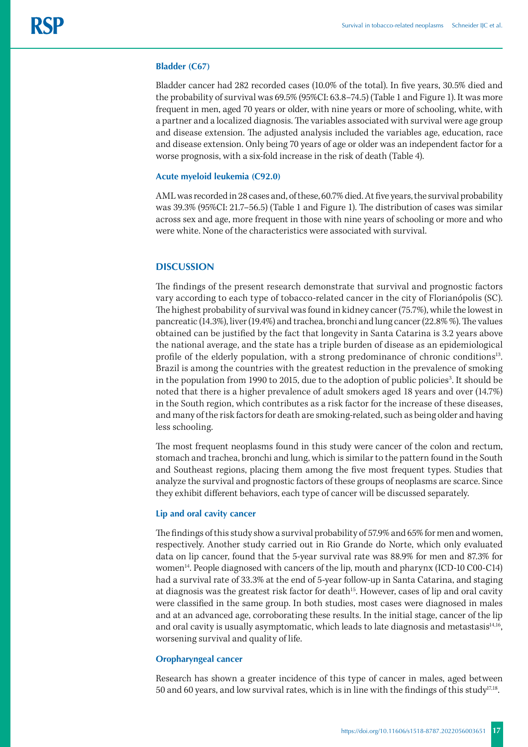### Bladder (C67)

Bladder cancer had 282 recorded cases (10.0% of the total). In five years, 30.5% died and the probability of survival was 69.5% (95%CI: 63.8–74.5) (Table 1 and Figure 1). It was more frequent in men, aged 70 years or older, with nine years or more of schooling, white, with a partner and a localized diagnosis. The variables associated with survival were age group and disease extension. The adjusted analysis included the variables age, education, race and disease extension. Only being 70 years of age or older was an independent factor for a worse prognosis, with a six-fold increase in the risk of death (Table 4).

### Acute myeloid leukemia (C92.0)

AML was recorded in 28 cases and, of these, 60.7% died. At five years, the survival probability was 39.3% (95%CI: 21.7–56.5) (Table 1 and Figure 1). The distribution of cases was similar across sex and age, more frequent in those with nine years of schooling or more and who were white. None of the characteristics were associated with survival.

## DISCUSSION

The findings of the present research demonstrate that survival and prognostic factors vary according to each type of tobacco-related cancer in the city of Florianópolis (SC). The highest probability of survival was found in kidney cancer (75.7%), while the lowest in pancreatic (14.3%), liver (19.4%) and trachea, bronchi and lung cancer (22.8% %). The values obtained can be justified by the fact that longevity in Santa Catarina is 3.2 years above the national average, and the state has a triple burden of disease as an epidemiological profile of the elderly population, with a strong predominance of chronic conditions[13]. Brazil is among the countries with the greatest reduction in the prevalence of smoking in the population from 1990 to 2015, due to the adoption of public policies[3]. It should be noted that there is a higher prevalence of adult smokers aged 18 years and over (14.7%) in the South region, which contributes as a risk factor for the increase of these diseases, and many of the risk factors for death are smoking-related, such as being older and having less schooling.

The most frequent neoplasms found in this study were cancer of the colon and rectum, stomach and trachea, bronchi and lung, which is similar to the pattern found in the South and Southeast regions, placing them among the five most frequent types. Studies that analyze the survival and prognostic factors of these groups of neoplasms are scarce. Since they exhibit different behaviors, each type of cancer will be discussed separately.

### Lip and oral cavity cancer

The findings of this study show a survival probability of 57.9% and 65% for men and women, respectively. Another study carried out in Rio Grande do Norte, which only evaluated data on lip cancer, found that the 5-year survival rate was 88.9% for men and 87.3% for women[14]. People diagnosed with cancers of the lip, mouth and pharynx (ICD-10 C00-C14) had a survival rate of 33.3% at the end of 5-year follow-up in Santa Catarina, and staging at diagnosis was the greatest risk factor for death[15]. However, cases of lip and oral cavity were classified in the same group. In both studies, most cases were diagnosed in males and at an advanced age, corroborating these results. In the initial stage, cancer of the lip and oral cavity is usually asymptomatic, which leads to late diagnosis and metastasis[14,16], worsening survival and quality of life.

### Oropharyngeal cancer

Research has shown a greater incidence of this type of cancer in males, aged between 50 and 60 years, and low survival rates, which is in line with the findings of this study[17,18].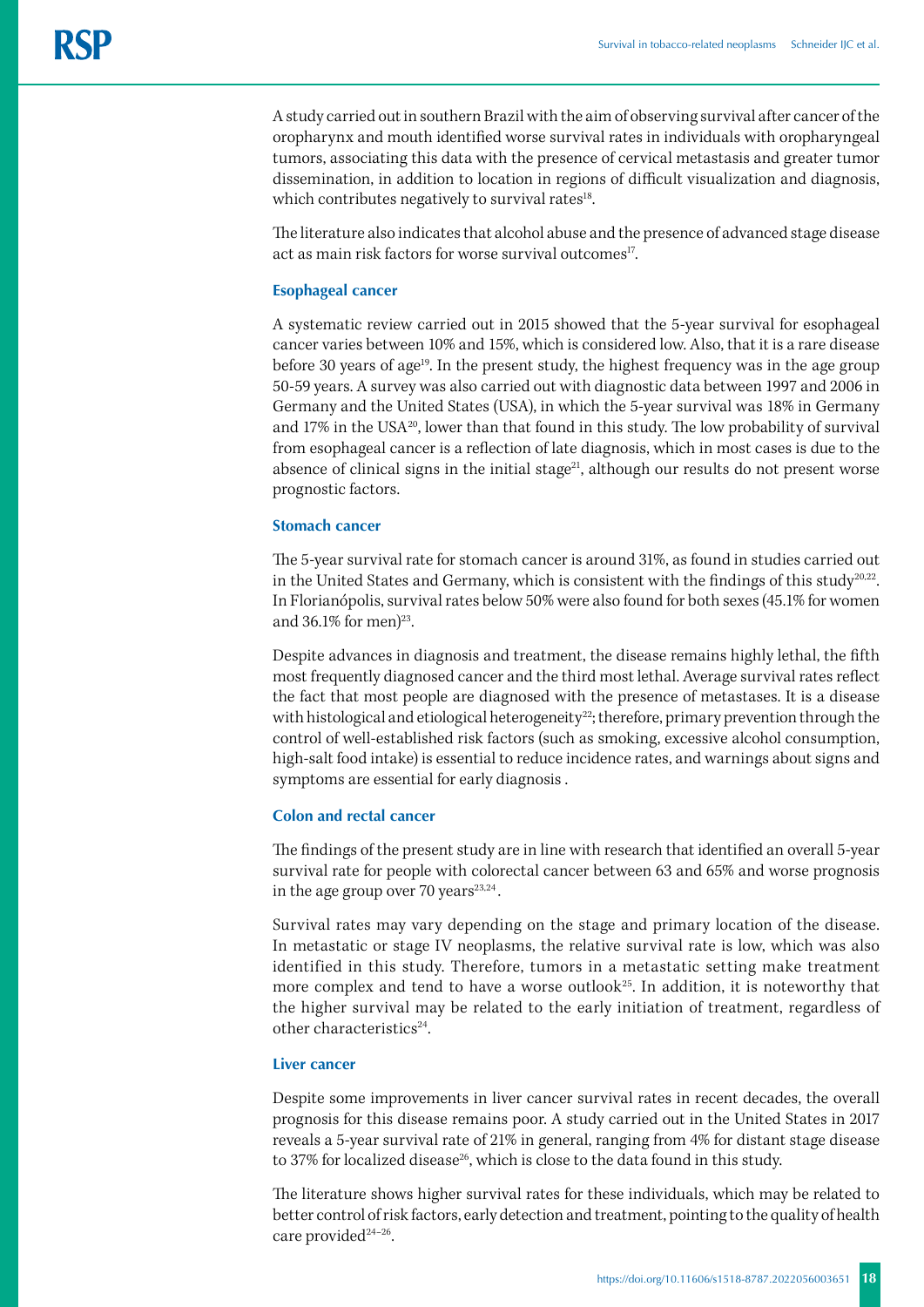A study carried out in southern Brazil with the aim of observing survival after cancer of the oropharynx and mouth identified worse survival rates in individuals with oropharyngeal tumors, associating this data with the presence of cervical metastasis and greater tumor dissemination, in addition to location in regions of difficult visualization and diagnosis, which contributes negatively to survival rates[18].

The literature also indicates that alcohol abuse and the presence of advanced stage disease act as main risk factors for worse survival outcomes[17].

### Esophageal cancer

A systematic review carried out in 2015 showed that the 5-year survival for esophageal cancer varies between 10% and 15%, which is considered low. Also, that it is a rare disease before 30 years of age[19]. In the present study, the highest frequency was in the age group 50-59 years. A survey was also carried out with diagnostic data between 1997 and 2006 in Germany and the United States (USA), in which the 5-year survival was 18% in Germany and 17% in the USA[20], lower than that found in this study. The low probability of survival from esophageal cancer is a reflection of late diagnosis, which in most cases is due to the absence of clinical signs in the initial stage[21], although our results do not present worse prognostic factors.

### Stomach cancer

The 5-year survival rate for stomach cancer is around 31%, as found in studies carried out in the United States and Germany, which is consistent with the findings of this study[20,22]. In Florianópolis, survival rates below 50% were also found for both sexes (45.1% for women and 36.1% for men)[23].

Despite advances in diagnosis and treatment, the disease remains highly lethal, the fifth most frequently diagnosed cancer and the third most lethal. Average survival rates reflect the fact that most people are diagnosed with the presence of metastases. It is a disease with histological and etiological heterogeneity[22]; therefore, primary prevention through the control of well-established risk factors (such as smoking, excessive alcohol consumption, high-salt food intake) is essential to reduce incidence rates, and warnings about signs and symptoms are essential for early diagnosis .

### Colon and rectal cancer

The findings of the present study are in line with research that identified an overall 5-year survival rate for people with colorectal cancer between 63 and 65% and worse prognosis in the age group over 70 years[23,24].

Survival rates may vary depending on the stage and primary location of the disease. In metastatic or stage IV neoplasms, the relative survival rate is low, which was also identified in this study. Therefore, tumors in a metastatic setting make treatment more complex and tend to have a worse outlook[25]. In addition, it is noteworthy that the higher survival may be related to the early initiation of treatment, regardless of other characteristics[24].

### Liver cancer

Despite some improvements in liver cancer survival rates in recent decades, the overall prognosis for this disease remains poor. A study carried out in the United States in 2017 reveals a 5-year survival rate of 21% in general, ranging from 4% for distant stage disease to 37% for localized disease[26], which is close to the data found in this study.

The literature shows higher survival rates for these individuals, which may be related to better control of risk factors, early detection and treatment, pointing to the quality of health care provided[24–26].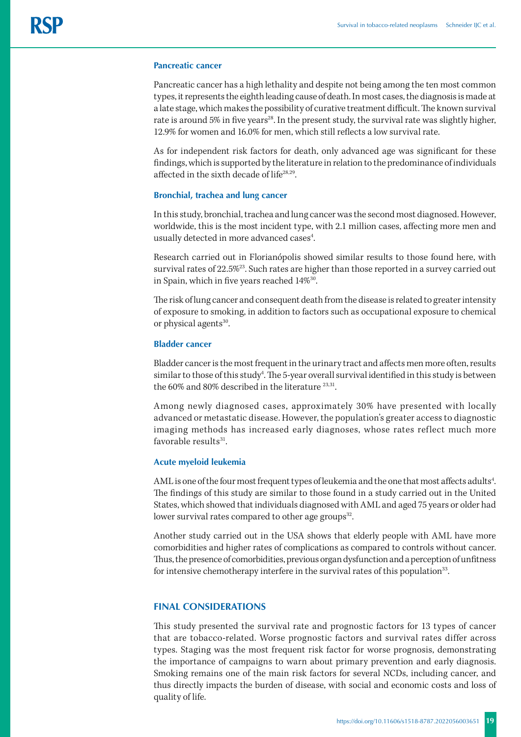### Pancreatic cancer

Pancreatic cancer has a high lethality and despite not being among the ten most common types, it represents the eighth leading cause of death. In most cases, the diagnosis is made at a late stage, which makes the possibility of curative treatment difficult. The known survival rate is around 5% in five years[28]. In the present study, the survival rate was slightly higher, 12.9% for women and 16.0% for men, which still reflects a low survival rate.

As for independent risk factors for death, only advanced age was significant for these findings, which is supported by the literature in relation to the predominance of individuals affected in the sixth decade of life[28,29].

### Bronchial, trachea and lung cancer

In this study, bronchial, trachea and lung cancer was the second most diagnosed. However, worldwide, this is the most incident type, with 2.1 million cases, affecting more men and usually detected in more advanced cases[4].

Research carried out in Florianópolis showed similar results to those found here, with survival rates of 22.5%[23]. Such rates are higher than those reported in a survey carried out in Spain, which in five years reached 14%[30].

The risk of lung cancer and consequent death from the disease is related to greater intensity of exposure to smoking, in addition to factors such as occupational exposure to chemical or physical agents[30].

### Bladder cancer

Bladder cancer is the most frequent in the urinary tract and affects men more often, results similar to those of this study[4]. The 5-year overall survival identified in this study is between the 60% and 80% described in the literature [23,31].

Among newly diagnosed cases, approximately 30% have presented with locally advanced or metastatic disease. However, the population's greater access to diagnostic imaging methods has increased early diagnoses, whose rates reflect much more favorable results[31].

### Acute myeloid leukemia

AML is one of the four most frequent types of leukemia and the one that most affects adults[4]. The findings of this study are similar to those found in a study carried out in the United States, which showed that individuals diagnosed with AML and aged 75 years or older had lower survival rates compared to other age groups[32].

Another study carried out in the USA shows that elderly people with AML have more comorbidities and higher rates of complications as compared to controls without cancer. Thus, the presence of comorbidities, previous organ dysfunction and a perception of unfitness for intensive chemotherapy interfere in the survival rates of this population[33].

## FINAL CONSIDERATIONS

This study presented the survival rate and prognostic factors for 13 types of cancer that are tobacco-related. Worse prognostic factors and survival rates differ across types. Staging was the most frequent risk factor for worse prognosis, demonstrating the importance of campaigns to warn about primary prevention and early diagnosis. Smoking remains one of the main risk factors for several NCDs, including cancer, and thus directly impacts the burden of disease, with social and economic costs and loss of quality of life.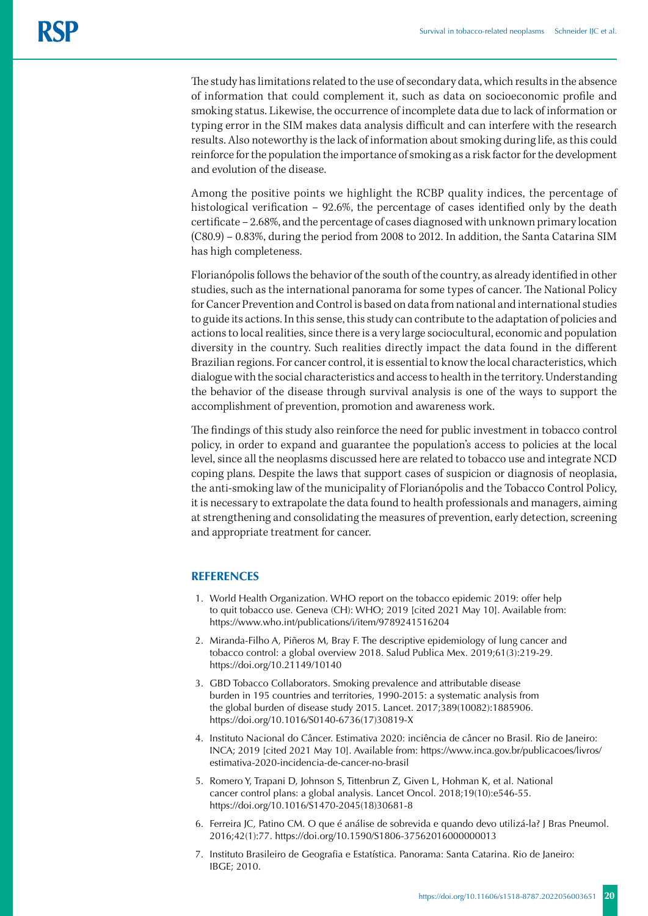The study has limitations related to the use of secondary data, which results in the absence of information that could complement it, such as data on socioeconomic profile and smoking status. Likewise, the occurrence of incomplete data due to lack of information or typing error in the SIM makes data analysis difficult and can interfere with the research results. Also noteworthy is the lack of information about smoking during life, as this could reinforce for the population the importance of smoking as a risk factor for the development and evolution of the disease.

Among the positive points we highlight the RCBP quality indices, the percentage of histological verification – 92.6%, the percentage of cases identified only by the death certificate – 2.68%, and the percentage of cases diagnosed with unknown primary location (C80.9) – 0.83%, during the period from 2008 to 2012. In addition, the Santa Catarina SIM has high completeness.

Florianópolis follows the behavior of the south of the country, as already identified in other studies, such as the international panorama for some types of cancer. The National Policy for Cancer Prevention and Control is based on data from national and international studies to guide its actions. In this sense, this study can contribute to the adaptation of policies and actions to local realities, since there is a very large sociocultural, economic and population diversity in the country. Such realities directly impact the data found in the different Brazilian regions. For cancer control, it is essential to know the local characteristics, which dialogue with the social characteristics and access to health in the territory. Understanding the behavior of the disease through survival analysis is one of the ways to support the accomplishment of prevention, promotion and awareness work.

The findings of this study also reinforce the need for public investment in tobacco control policy, in order to expand and guarantee the population's access to policies at the local level, since all the neoplasms discussed here are related to tobacco use and integrate NCD coping plans. Despite the laws that support cases of suspicion or diagnosis of neoplasia, the anti-smoking law of the municipality of Florianópolis and the Tobacco Control Policy, it is necessary to extrapolate the data found to health professionals and managers, aiming at strengthening and consolidating the measures of prevention, early detection, screening and appropriate treatment for cancer.

## REFERENCES

1. World Health Organization. WHO report on the tobacco epidemic 2019: offer help to quit tobacco use. Geneva (CH): WHO; 2019 [cited 2021 May 10]. Available from: https://www.who.int/publications/i/item/9789241516204
2. Miranda-Filho A, Piñeros M, Bray F. The descriptive epidemiology of lung cancer and tobacco control: a global overview 2018. Salud Publica Mex. 2019;61(3):219-29. https://doi.org/10.21149/10140
3. GBD Tobacco Collaborators. Smoking prevalence and attributable disease burden in 195 countries and territories, 1990-2015: a systematic analysis from the global burden of disease study 2015. Lancet. 2017;389(10082):1885906. https://doi.org/10.1016/S0140-6736(17)30819-X
4. Instituto Nacional do Câncer. Estimativa 2020: inciência de câncer no Brasil. Rio de Janeiro: INCA; 2019 [cited 2021 May 10]. Available from: https://www.inca.gov.br/publicacoes/livros/estimativa-2020-incidencia-de-cancer-no-brasil
5. Romero Y, Trapani D, Johnson S, Tittenbrun Z, Given L, Hohman K, et al. National cancer control plans: a global analysis. Lancet Oncol. 2018;19(10):e546-55. https://doi.org/10.1016/S1470-2045(18)30681-8
6. Ferreira JC, Patino CM. O que é análise de sobrevida e quando devo utilizá-la? J Bras Pneumol. 2016;42(1):77. https://doi.org/10.1590/S1806-37562016000000013
7. Instituto Brasileiro de Geografia e Estatística. Panorama: Santa Catarina. Rio de Janeiro: IBGE; 2010.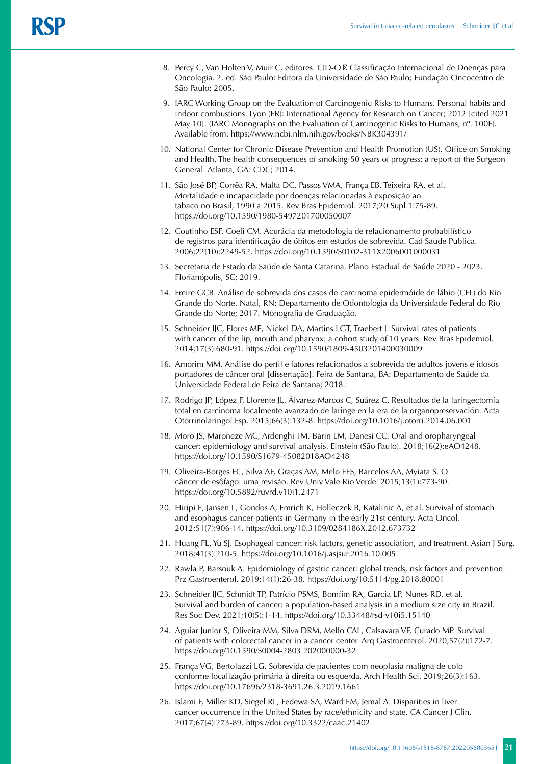8. Percy C, Van Holten V, Muir C, editores. CID-O  Classificação Internacional de Doenças para Oncologia. 2. ed. São Paulo: Editora da Universidade de São Paulo; Fundação Oncocentro de São Paulo; 2005.

9. IARC Working Group on the Evaluation of Carcinogenic Risks to Humans. Personal habits and indoor combustions. Lyon (FR): International Agency for Research on Cancer; 2012 [cited 2021 May 10]. (IARC Monographs on the Evaluation of Carcinogenic Risks to Humans; nº. 100E). Available from: https://www.ncbi.nlm.nih.gov/books/NBK304391/

10. National Center for Chronic Disease Prevention and Health Promotion (US), Office on Smoking and Health. The health consequences of smoking-50 years of progress: a report of the Surgeon General. Atlanta, GA: CDC; 2014.

11. São José BP, Corrêa RA, Malta DC, Passos VMA, França EB, Teixeira RA, et al. Mortalidade e incapacidade por doenças relacionadas à exposição ao tabaco no Brasil, 1990 a 2015. Rev Bras Epidemiol. 2017;20 Supl 1:75-89. https://doi.org/10.1590/1980-5497201700050007

12. Coutinho ESF, Coeli CM. Acurácia da metodologia de relacionamento probabilístico de registros para identificação de óbitos em estudos de sobrevida. Cad Saude Publica. 2006;22(10):2249-52. https://doi.org/10.1590/S0102-311X2006001000031

13. Secretaria de Estado da Saúde de Santa Catarina. Plano Estadual de Saúde 2020 - 2023. Florianópolis, SC; 2019.

14. Freire GCB. Análise de sobrevida dos casos de carcinoma epidermóide de lábio (CEL) do Rio Grande do Norte. Natal, RN: Departamento de Odontologia da Universidade Federal do Rio Grande do Norte; 2017. Monografia de Graduação.

15. Schneider IJC, Flores ME, Nickel DA, Martins LGT, Traebert J. Survival rates of patients with cancer of the lip, mouth and pharynx: a cohort study of 10 years. Rev Bras Epidemiol. 2014;17(3):680-91. https://doi.org/10.1590/1809-4503201400030009

16. Amorim MM. Análise do perfil e fatores relacionados a sobrevida de adultos jovens e idosos portadores de câncer oral [dissertação]. Feira de Santana, BA: Departamento de Saúde da Universidade Federal de Feira de Santana; 2018.

17. Rodrigo JP, López F, Llorente JL, Álvarez-Marcos C, Suárez C. Resultados de la laringectomía total en carcinoma localmente avanzado de laringe en la era de la organopreservación. Acta Otorrinolaringol Esp. 2015;66(3):132-8. https://doi.org/10.1016/j.otorri.2014.06.001

18. Moro JS, Maroneze MC, Ardenghi TM, Barin LM, Danesi CC. Oral and oropharyngeal cancer: epidemiology and survival analysis. Einstein (São Paulo). 2018;16(2):eAO4248. https://doi.org/10.1590/S1679-45082018AO4248

19. Oliveira-Borges EC, Silva AF, Graças AM, Melo FFS, Barcelos AA, Myiata S. O câncer de esôfago: uma revisão. Rev Univ Vale Rio Verde. 2015;13(1):773-90. https://doi.org/10.5892/ruvrd.v10i1.2471

20. Hiripi E, Jansen L, Gondos A, Emrich K, Holleczek B, Katalinic A, et al. Survival of stomach and esophagus cancer patients in Germany in the early 21st century. Acta Oncol. 2012;51(7):906-14. https://doi.org/10.3109/0284186X.2012.673732

21. Huang FL, Yu SJ. Esophageal cancer: risk factors, genetic association, and treatment. Asian J Surg. 2018;41(3):210-5. https://doi.org/10.1016/j.asjsur.2016.10.005

22. Rawla P, Barsouk A. Epidemiology of gastric cancer: global trends, risk factors and prevention. Prz Gastroenterol. 2019;14(1):26-38. https://doi.org/10.5114/pg.2018.80001

23. Schneider IJC, Schmidt TP, Patrício PSMS, Bomfim RA, Garcia LP, Nunes RD, et al. Survival and burden of cancer: a population-based analysis in a medium size city in Brazil. Res Soc Dev. 2021;10(5):1-14. https://doi.org/10.33448/rsd-v10i5.15140

24. Aguiar Junior S, Oliveira MM, Silva DRM, Mello CAL, Calsavara VF, Curado MP. Survival of patients with colorectal cancer in a cancer center. Arq Gastroenterol. 2020;57(2):172-7. https://doi.org/10.1590/S0004-2803.202000000-32

25. França VG, Bertolazzi LG. Sobrevida de pacientes com neoplasia maligna de colo conforme localização primária à direita ou esquerda. Arch Health Sci. 2019;26(3):163. https://doi.org/10.17696/2318-3691.26.3.2019.1661

26. Islami F, Miller KD, Siegel RL, Fedewa SA, Ward EM, Jemal A. Disparities in liver cancer occurrence in the United States by race/ethnicity and state. CA Cancer J Clin. 2017;67(4):273-89. https://doi.org/10.3322/caac.21402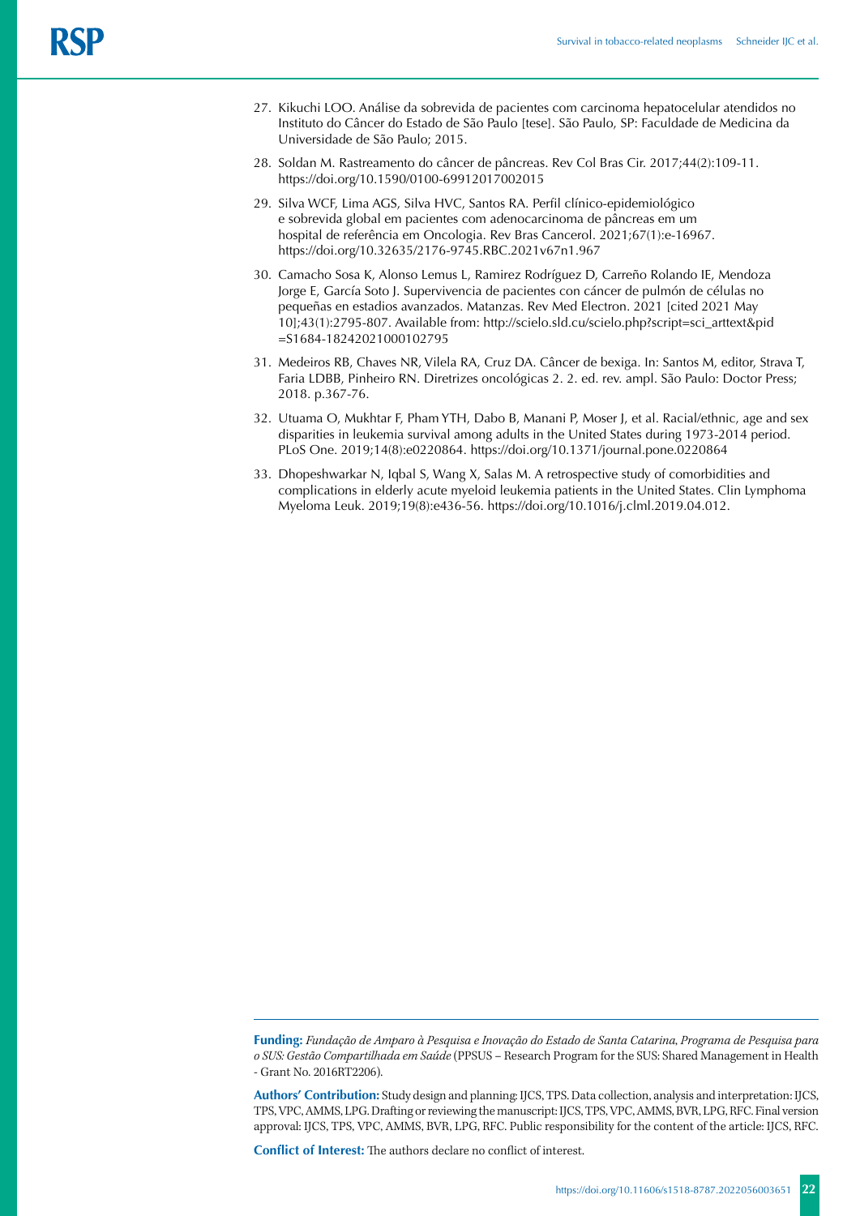27. Kikuchi LOO. Análise da sobrevida de pacientes com carcinoma hepatocelular atendidos no Instituto do Câncer do Estado de São Paulo [tese]. São Paulo, SP: Faculdade de Medicina da Universidade de São Paulo; 2015.
28. Soldan M. Rastreamento do câncer de pâncreas. Rev Col Bras Cir. 2017;44(2):109-11. https://doi.org/10.1590/0100-69912017002015
29. Silva WCF, Lima AGS, Silva HVC, Santos RA. Perfil clínico-epidemiológico e sobrevida global em pacientes com adenocarcinoma de pâncreas em um hospital de referência em Oncologia. Rev Bras Cancerol. 2021;67(1):e-16967. https://doi.org/10.32635/2176-9745.RBC.2021v67n1.967
30. Camacho Sosa K, Alonso Lemus L, Ramirez Rodríguez D, Carreño Rolando IE, Mendoza Jorge E, García Soto J. Supervivencia de pacientes con cáncer de pulmón de células no pequeñas en estadios avanzados. Matanzas. Rev Med Electron. 2021 [cited 2021 May 10];43(1):2795-807. Available from: http://scielo.sld.cu/scielo.php?script=sci_arttext&pid=S1684-18242021000102795
31. Medeiros RB, Chaves NR, Vilela RA, Cruz DA. Câncer de bexiga. In: Santos M, editor, Strava T, Faria LDBB, Pinheiro RN. Diretrizes oncológicas 2. 2. ed. rev. ampl. São Paulo: Doctor Press; 2018. p.367-76.
32. Utuama O, Mukhtar F, Pham YTH, Dabo B, Manani P, Moser J, et al. Racial/ethnic, age and sex disparities in leukemia survival among adults in the United States during 1973-2014 period. PLoS One. 2019;14(8):e0220864. https://doi.org/10.1371/journal.pone.0220864
33. Dhopeshwarkar N, Iqbal S, Wang X, Salas M. A retrospective study of comorbidities and complications in elderly acute myeloid leukemia patients in the United States. Clin Lymphoma Myeloma Leuk. 2019;19(8):e436-56. https://doi.org/10.1016/j.clml.2019.04.012.

**Funding:** *Fundação de Amparo à Pesquisa e Inovação do Estado de Santa Catarina, Programa de Pesquisa para o SUS: Gestão Compartilhada em Saúde* (PPSUS – Research Program for the SUS: Shared Management in Health - Grant No. 2016RT2206).

**Authors' Contribution:** Study design and planning: IJCS, TPS. Data collection, analysis and interpretation: IJCS, TPS, VPC, AMMS, LPG. Drafting or reviewing the manuscript: IJCS, TPS, VPC, AMMS, BVR, LPG, RFC. Final version approval: IJCS, TPS, VPC, AMMS, BVR, LPG, RFC. Public responsibility for the content of the article: IJCS, RFC.

**Conflict of Interest:** The authors declare no conflict of interest.